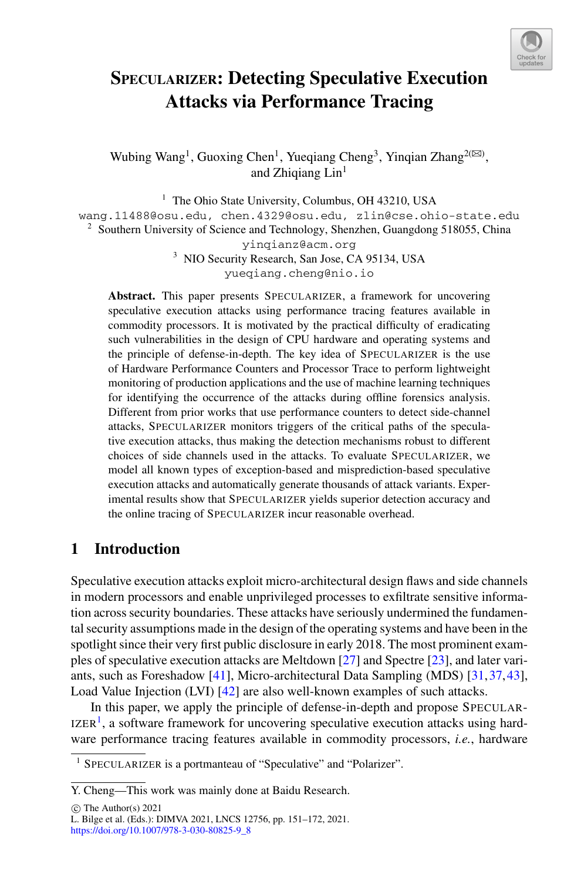# SPECULARIZER: Detecting Speculative Execution Attacks via Performance Tracing

Wubing Wang[1], Guoxing Chen[1], Yueqiang Cheng[3], Yinqian Zhang[2(✉)], and Zhiqiang Lin[1]

[1] The Ohio State University, Columbus, OH 43210, USA
wang.11488@osu.edu, chen.4329@osu.edu, zlin@cse.ohio-state.edu

[2] Southern University of Science and Technology, Shenzhen, Guangdong 518055, China
yinqianz@acm.org

[3] NIO Security Research, San Jose, CA 95134, USA
yueqiang.cheng@nio.io

**Abstract.** This paper presents SPECULARIZER, a framework for uncovering speculative execution attacks using performance tracing features available in commodity processors. It is motivated by the practical difficulty of eradicating such vulnerabilities in the design of CPU hardware and operating systems and the principle of defense-in-depth. The key idea of SPECULARIZER is the use of Hardware Performance Counters and Processor Trace to perform lightweight monitoring of production applications and the use of machine learning techniques for identifying the occurrence of the attacks during offline forensics analysis. Different from prior works that use performance counters to detect side-channel attacks, SPECULARIZER monitors triggers of the critical paths of the speculative execution attacks, thus making the detection mechanisms robust to different choices of side channels used in the attacks. To evaluate SPECULARIZER, we model all known types of exception-based and misprediction-based speculative execution attacks and automatically generate thousands of attack variants. Experimental results show that SPECULARIZER yields superior detection accuracy and the online tracing of SPECULARIZER incur reasonable overhead.

## 1 Introduction

Speculative execution attacks exploit micro-architectural design flaws and side channels in modern processors and enable unprivileged processes to exfiltrate sensitive information across security boundaries. These attacks have seriously undermined the fundamental security assumptions made in the design of the operating systems and have been in the spotlight since their very first public disclosure in early 2018. The most prominent examples of speculative execution attacks are Meltdown [27] and Spectre [23], and later variants, such as Foreshadow [41], Micro-architectural Data Sampling (MDS) [31,37,43], Load Value Injection (LVI) [42] are also well-known examples of such attacks.

In this paper, we apply the principle of defense-in-depth and propose SPECULARIZER[1], a software framework for uncovering speculative execution attacks using hardware performance tracing features available in commodity processors, *i.e.*, hardware

[1] SPECULARIZER is a portmanteau of "Speculative" and "Polarizer".

Y. Cheng—This work was mainly done at Baidu Research.

© The Author(s) 2021
L. Bilge et al. (Eds.): DIMVA 2021, LNCS 12756, pp. 151–172, 2021.
https://doi.org/10.1007/978-3-030-80825-9_8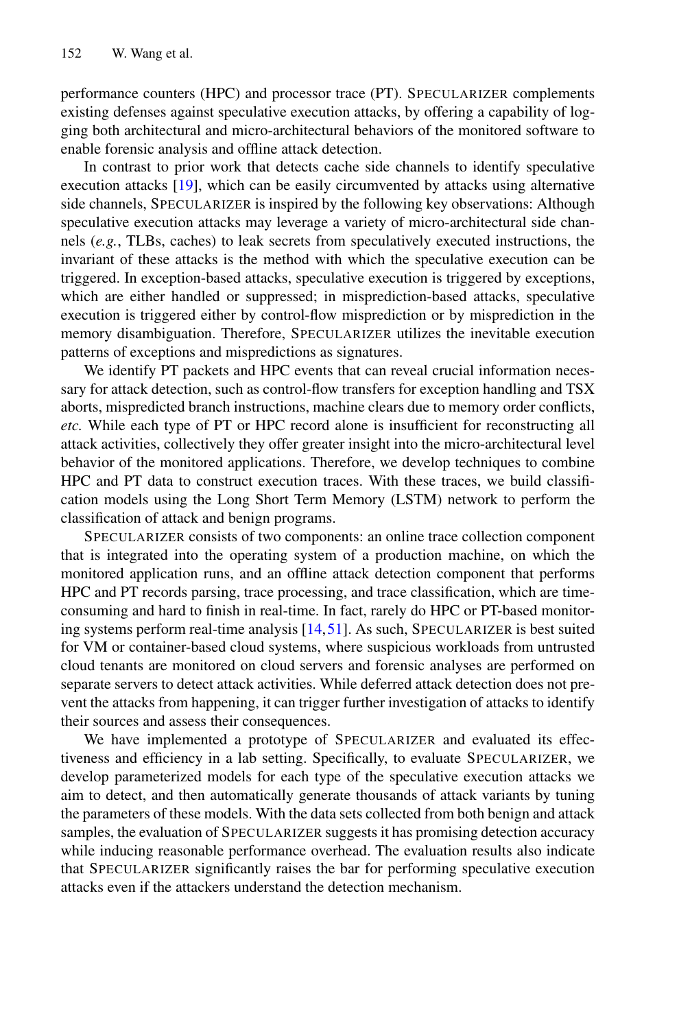performance counters (HPC) and processor trace (PT). SPECULARIZER complements existing defenses against speculative execution attacks, by offering a capability of logging both architectural and micro-architectural behaviors of the monitored software to enable forensic analysis and offline attack detection.

In contrast to prior work that detects cache side channels to identify speculative execution attacks [19], which can be easily circumvented by attacks using alternative side channels, SPECULARIZER is inspired by the following key observations: Although speculative execution attacks may leverage a variety of micro-architectural side channels (*e.g.*, TLBs, caches) to leak secrets from speculatively executed instructions, the invariant of these attacks is the method with which the speculative execution can be triggered. In exception-based attacks, speculative execution is triggered by exceptions, which are either handled or suppressed; in misprediction-based attacks, speculative execution is triggered either by control-flow misprediction or by misprediction in the memory disambiguation. Therefore, SPECULARIZER utilizes the inevitable execution patterns of exceptions and mispredictions as signatures.

We identify PT packets and HPC events that can reveal crucial information necessary for attack detection, such as control-flow transfers for exception handling and TSX aborts, mispredicted branch instructions, machine clears due to memory order conflicts, *etc.* While each type of PT or HPC record alone is insufficient for reconstructing all attack activities, collectively they offer greater insight into the micro-architectural level behavior of the monitored applications. Therefore, we develop techniques to combine HPC and PT data to construct execution traces. With these traces, we build classification models using the Long Short Term Memory (LSTM) network to perform the classification of attack and benign programs.

SPECULARIZER consists of two components: an online trace collection component that is integrated into the operating system of a production machine, on which the monitored application runs, and an offline attack detection component that performs HPC and PT records parsing, trace processing, and trace classification, which are time-consuming and hard to finish in real-time. In fact, rarely do HPC or PT-based monitoring systems perform real-time analysis [14,51]. As such, SPECULARIZER is best suited for VM or container-based cloud systems, where suspicious workloads from untrusted cloud tenants are monitored on cloud servers and forensic analyses are performed on separate servers to detect attack activities. While deferred attack detection does not prevent the attacks from happening, it can trigger further investigation of attacks to identify their sources and assess their consequences.

We have implemented a prototype of SPECULARIZER and evaluated its effectiveness and efficiency in a lab setting. Specifically, to evaluate SPECULARIZER, we develop parameterized models for each type of the speculative execution attacks we aim to detect, and then automatically generate thousands of attack variants by tuning the parameters of these models. With the data sets collected from both benign and attack samples, the evaluation of SPECULARIZER suggests it has promising detection accuracy while inducing reasonable performance overhead. The evaluation results also indicate that SPECULARIZER significantly raises the bar for performing speculative execution attacks even if the attackers understand the detection mechanism.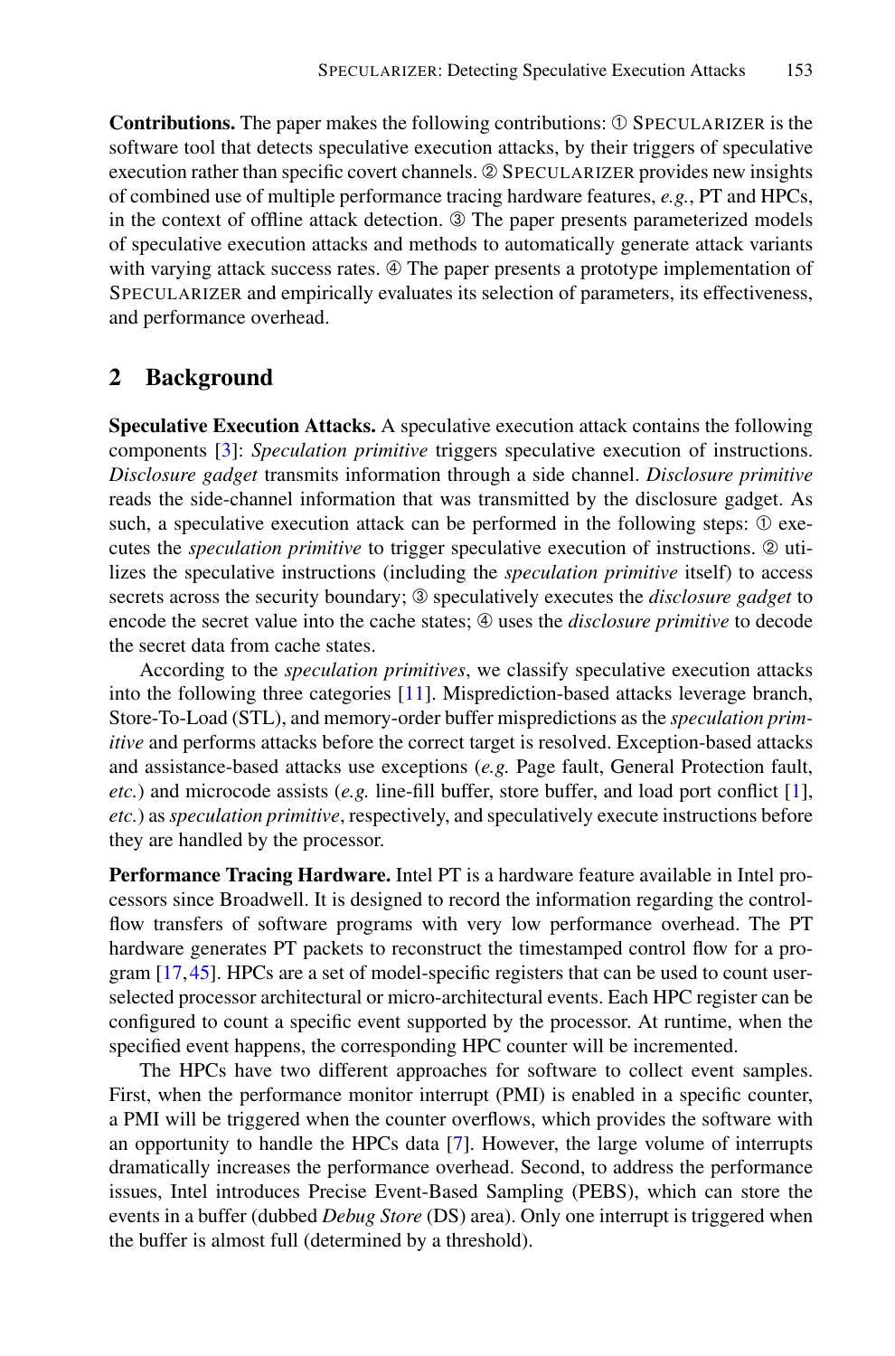**Contributions.** The paper makes the following contributions: ① SPECULARIZER is the software tool that detects speculative execution attacks, by their triggers of speculative execution rather than specific covert channels. ② SPECULARIZER provides new insights of combined use of multiple performance tracing hardware features, *e.g.*, PT and HPCs, in the context of offline attack detection. ③ The paper presents parameterized models of speculative execution attacks and methods to automatically generate attack variants with varying attack success rates. ④ The paper presents a prototype implementation of SPECULARIZER and empirically evaluates its selection of parameters, its effectiveness, and performance overhead.

## 2 Background

**Speculative Execution Attacks.** A speculative execution attack contains the following components [3]: *Speculation primitive* triggers speculative execution of instructions. *Disclosure gadget* transmits information through a side channel. *Disclosure primitive* reads the side-channel information that was transmitted by the disclosure gadget. As such, a speculative execution attack can be performed in the following steps: ① executes the *speculation primitive* to trigger speculative execution of instructions. ② utilizes the speculative instructions (including the *speculation primitive* itself) to access secrets across the security boundary; ③ speculatively executes the *disclosure gadget* to encode the secret value into the cache states; ④ uses the *disclosure primitive* to decode the secret data from cache states.

According to the *speculation primitives*, we classify speculative execution attacks into the following three categories [11]. Misprediction-based attacks leverage branch, Store-To-Load (STL), and memory-order buffer mispredictions as the *speculation primitive* and performs attacks before the correct target is resolved. Exception-based attacks and assistance-based attacks use exceptions (*e.g.* Page fault, General Protection fault, *etc.*) and microcode assists (*e.g.* line-fill buffer, store buffer, and load port conflict [1], *etc.*) as *speculation primitive*, respectively, and speculatively execute instructions before they are handled by the processor.

**Performance Tracing Hardware.** Intel PT is a hardware feature available in Intel processors since Broadwell. It is designed to record the information regarding the control-flow transfers of software programs with very low performance overhead. The PT hardware generates PT packets to reconstruct the timestamped control flow for a program [17,45]. HPCs are a set of model-specific registers that can be used to count user-selected processor architectural or micro-architectural events. Each HPC register can be configured to count a specific event supported by the processor. At runtime, when the specified event happens, the corresponding HPC counter will be incremented.

The HPCs have two different approaches for software to collect event samples. First, when the performance monitor interrupt (PMI) is enabled in a specific counter, a PMI will be triggered when the counter overflows, which provides the software with an opportunity to handle the HPCs data [7]. However, the large volume of interrupts dramatically increases the performance overhead. Second, to address the performance issues, Intel introduces Precise Event-Based Sampling (PEBS), which can store the events in a buffer (dubbed *Debug Store* (DS) area). Only one interrupt is triggered when the buffer is almost full (determined by a threshold).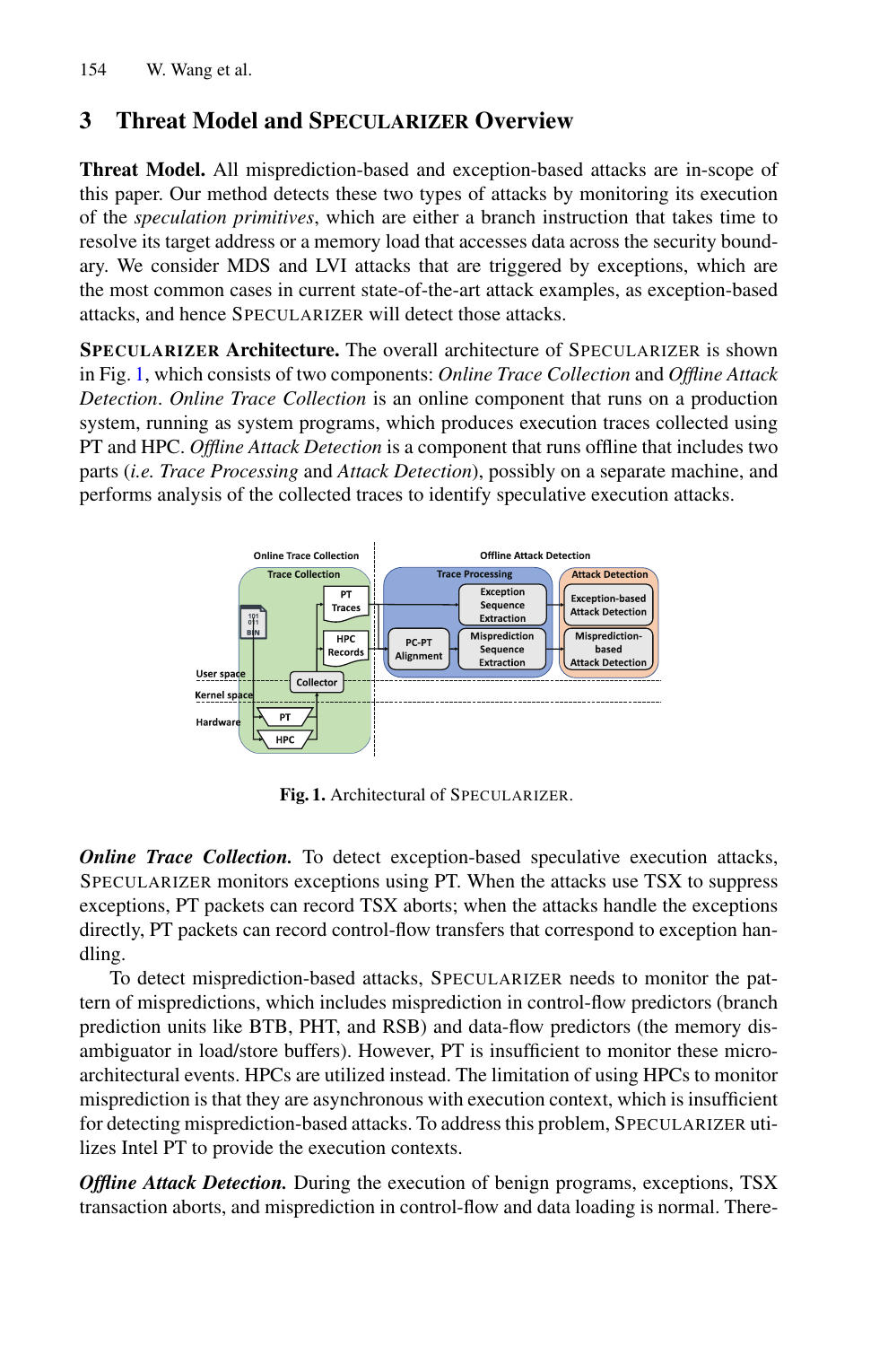## 3 Threat Model and SPECULARIZER Overview

**Threat Model.** All misprediction-based and exception-based attacks are in-scope of this paper. Our method detects these two types of attacks by monitoring its execution of the *speculation primitives*, which are either a branch instruction that takes time to resolve its target address or a memory load that accesses data across the security boundary. We consider MDS and LVI attacks that are triggered by exceptions, which are the most common cases in current state-of-the-art attack examples, as exception-based attacks, and hence SPECULARIZER will detect those attacks.

**SPECULARIZER Architecture.** The overall architecture of SPECULARIZER is shown in Fig. 1, which consists of two components: *Online Trace Collection* and *Offline Attack Detection*. *Online Trace Collection* is an online component that runs on a production system, running as system programs, which produces execution traces collected using PT and HPC. *Offline Attack Detection* is a component that runs offline that includes two parts (*i.e. Trace Processing* and *Attack Detection*), possibly on a separate machine, and performs analysis of the collected traces to identify speculative execution attacks.

Online Trace Collection

Trace Collection

PT Traces

HPC Records

Collector

User space

Kernel space

Hardware

PT

HPC

Offline Attack Detection

Trace Processing

Exception Sequence Extraction

PC-PT Alignment

Misprediction Sequence Extraction

Attack Detection

Exception-based Attack Detection

Misprediction-based Attack Detection

**Fig. 1.** Architectural of SPECULARIZER.

***Online Trace Collection.*** To detect exception-based speculative execution attacks, SPECULARIZER monitors exceptions using PT. When the attacks use TSX to suppress exceptions, PT packets can record TSX aborts; when the attacks handle the exceptions directly, PT packets can record control-flow transfers that correspond to exception handling.

To detect misprediction-based attacks, SPECULARIZER needs to monitor the pattern of mispredictions, which includes misprediction in control-flow predictors (branch prediction units like BTB, PHT, and RSB) and data-flow predictors (the memory disambiguator in load/store buffers). However, PT is insufficient to monitor these microarchitectural events. HPCs are utilized instead. The limitation of using HPCs to monitor misprediction is that they are asynchronous with execution context, which is insufficient for detecting misprediction-based attacks. To address this problem, SPECULARIZER utilizes Intel PT to provide the execution contexts.

***Offline Attack Detection.*** During the execution of benign programs, exceptions, TSX transaction aborts, and misprediction in control-flow and data loading is normal. There-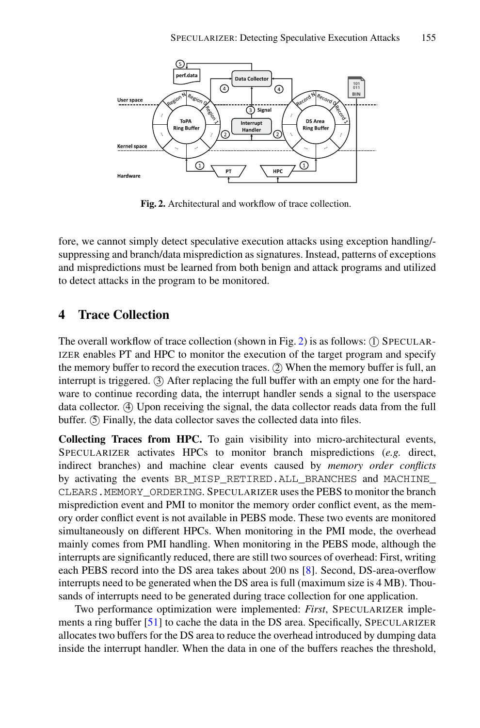Fig. 2. Architectural and workflow of trace collection.

fore, we cannot simply detect speculative execution attacks using exception handling/-suppressing and branch/data misprediction as signatures. Instead, patterns of exceptions and mispredictions must be learned from both benign and attack programs and utilized to detect attacks in the program to be monitored.

## 4 Trace Collection

The overall workflow of trace collection (shown in Fig. 2) is as follows: ① SPECULARIZER enables PT and HPC to monitor the execution of the target program and specify the memory buffer to record the execution traces. ② When the memory buffer is full, an interrupt is triggered. ③ After replacing the full buffer with an empty one for the hardware to continue recording data, the interrupt handler sends a signal to the userspace data collector. ④ Upon receiving the signal, the data collector reads data from the full buffer. ⑤ Finally, the data collector saves the collected data into files.

**Collecting Traces from HPC.** To gain visibility into micro-architectural events, SPECULARIZER activates HPCs to monitor branch mispredictions (*e.g.* direct, indirect branches) and machine clear events caused by *memory order conflicts* by activating the events BR_MISP_RETIRED.ALL_BRANCHES and MACHINE_CLEARS.MEMORY_ORDERING. SPECULARIZER uses the PEBS to monitor the branch misprediction event and PMI to monitor the memory order conflict event, as the memory order conflict event is not available in PEBS mode. These two events are monitored simultaneously on different HPCs. When monitoring in the PMI mode, the overhead mainly comes from PMI handling. When monitoring in the PEBS mode, although the interrupts are significantly reduced, there are still two sources of overhead: First, writing each PEBS record into the DS area takes about 200 ns [8]. Second, DS-area-overflow interrupts need to be generated when the DS area is full (maximum size is 4 MB). Thousands of interrupts need to be generated during trace collection for one application.

Two performance optimization were implemented: *First*, SPECULARIZER implements a ring buffer [51] to cache the data in the DS area. Specifically, SPECULARIZER allocates two buffers for the DS area to reduce the overhead introduced by dumping data inside the interrupt handler. When the data in one of the buffers reaches the threshold,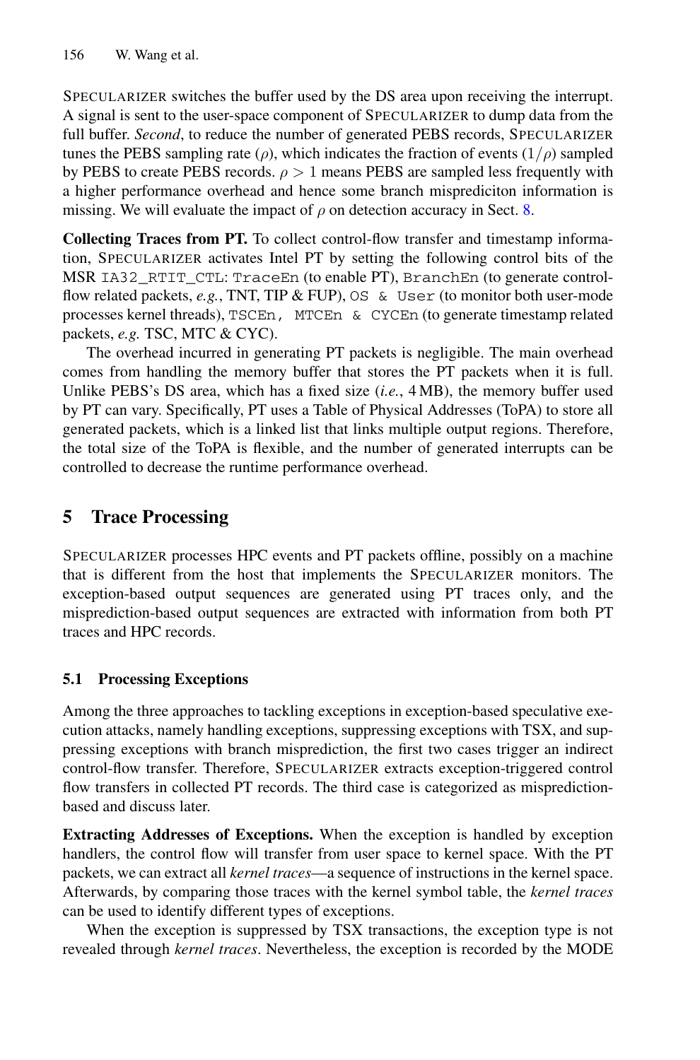SPECULARIZER switches the buffer used by the DS area upon receiving the interrupt. A signal is sent to the user-space component of SPECULARIZER to dump data from the full buffer. *Second*, to reduce the number of generated PEBS records, SPECULARIZER tunes the PEBS sampling rate ($\rho$), which indicates the fraction of events ($1/\rho$) sampled by PEBS to create PEBS records. $\rho > 1$ means PEBS are sampled less frequently with a higher performance overhead and hence some branch mispredicition information is missing. We will evaluate the impact of $\rho$ on detection accuracy in Sect. 8.

**Collecting Traces from PT.** To collect control-flow transfer and timestamp information, SPECULARIZER activates Intel PT by setting the following control bits of the MSR `IA32_RTIT_CTL`: `TraceEn` (to enable PT), `BranchEn` (to generate control-flow related packets, *e.g.*, TNT, TIP & FUP), `OS & User` (to monitor both user-mode processes kernel threads), `TSCEn, MTCEn & CYCEn` (to generate timestamp related packets, *e.g.* TSC, MTC & CYC).

The overhead incurred in generating PT packets is negligible. The main overhead comes from handling the memory buffer that stores the PT packets when it is full. Unlike PEBS's DS area, which has a fixed size (*i.e.*, 4 MB), the memory buffer used by PT can vary. Specifically, PT uses a Table of Physical Addresses (ToPA) to store all generated packets, which is a linked list that links multiple output regions. Therefore, the total size of the ToPA is flexible, and the number of generated interrupts can be controlled to decrease the runtime performance overhead.

## 5 Trace Processing

SPECULARIZER processes HPC events and PT packets offline, possibly on a machine that is different from the host that implements the SPECULARIZER monitors. The exception-based output sequences are generated using PT traces only, and the misprediction-based output sequences are extracted with information from both PT traces and HPC records.

### 5.1 Processing Exceptions

Among the three approaches to tackling exceptions in exception-based speculative execution attacks, namely handling exceptions, suppressing exceptions with TSX, and suppressing exceptions with branch misprediction, the first two cases trigger an indirect control-flow transfer. Therefore, SPECULARIZER extracts exception-triggered control flow transfers in collected PT records. The third case is categorized as misprediction-based and discuss later.

**Extracting Addresses of Exceptions.** When the exception is handled by exception handlers, the control flow will transfer from user space to kernel space. With the PT packets, we can extract all *kernel traces*—a sequence of instructions in the kernel space. Afterwards, by comparing those traces with the kernel symbol table, the *kernel traces* can be used to identify different types of exceptions.

When the exception is suppressed by TSX transactions, the exception type is not revealed through *kernel traces*. Nevertheless, the exception is recorded by the MODE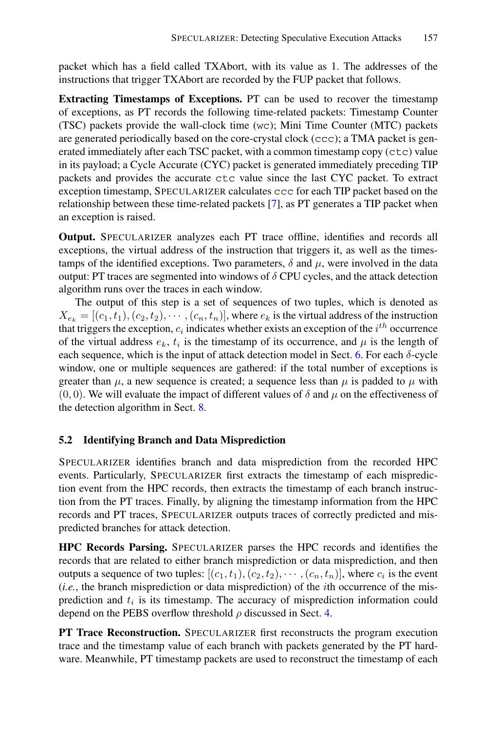packet which has a field called TXAbort, with its value as 1. The addresses of the instructions that trigger TXAbort are recorded by the FUP packet that follows.

**Extracting Timestamps of Exceptions.** PT can be used to recover the timestamp of exceptions, as PT records the following time-related packets: Timestamp Counter (TSC) packets provide the wall-clock time (`wc`); Mini Time Counter (MTC) packets are generated periodically based on the core-crystal clock (`ccc`); a TMA packet is generated immediately after each TSC packet, with a common timestamp copy (`ctc`) value in its payload; a Cycle Accurate (CYC) packet is generated immediately preceding TIP packets and provides the accurate `ctc` value since the last CYC packet. To extract exception timestamp, SPECULARIZER calculates `ccc` for each TIP packet based on the relationship between these time-related packets [7], as PT generates a TIP packet when an exception is raised.

**Output.** SPECULARIZER analyzes each PT trace offline, identifies and records all exceptions, the virtual address of the instruction that triggers it, as well as the timestamps of the identified exceptions. Two parameters, $\delta$ and $\mu$, were involved in the data output: PT traces are segmented into windows of $\delta$ CPU cycles, and the attack detection algorithm runs over the traces in each window.

The output of this step is a set of sequences of two tuples, which is denoted as $X_{e_k} = [(c_1, t_1), (c_2, t_2), \cdots, (c_n, t_n)]$, where $e_k$ is the virtual address of the instruction that triggers the exception, $c_i$ indicates whether exists an exception of the $i^{th}$ occurrence of the virtual address $e_k$, $t_i$ is the timestamp of its occurrence, and $\mu$ is the length of each sequence, which is the input of attack detection model in Sect. 6. For each $\delta$-cycle window, one or multiple sequences are gathered: if the total number of exceptions is greater than $\mu$, a new sequence is created; a sequence less than $\mu$ is padded to $\mu$ with $(0, 0)$. We will evaluate the impact of different values of $\delta$ and $\mu$ on the effectiveness of the detection algorithm in Sect. 8.

### 5.2 Identifying Branch and Data Misprediction

SPECULARIZER identifies branch and data misprediction from the recorded HPC events. Particularly, SPECULARIZER first extracts the timestamp of each misprediction event from the HPC records, then extracts the timestamp of each branch instruction from the PT traces. Finally, by aligning the timestamp information from the HPC records and PT traces, SPECULARIZER outputs traces of correctly predicted and mispredicted branches for attack detection.

**HPC Records Parsing.** SPECULARIZER parses the HPC records and identifies the records that are related to either branch misprediction or data misprediction, and then outputs a sequence of two tuples: $[(c_1, t_1), (c_2, t_2), \cdots, (c_n, t_n)]$, where $c_i$ is the event (*i.e.*, the branch misprediction or data misprediction) of the $i$th occurrence of the misprediction and $t_i$ is its timestamp. The accuracy of misprediction information could depend on the PEBS overflow threshold $\rho$ discussed in Sect. 4.

**PT Trace Reconstruction.** SPECULARIZER first reconstructs the program execution trace and the timestamp value of each branch with packets generated by the PT hardware. Meanwhile, PT timestamp packets are used to reconstruct the timestamp of each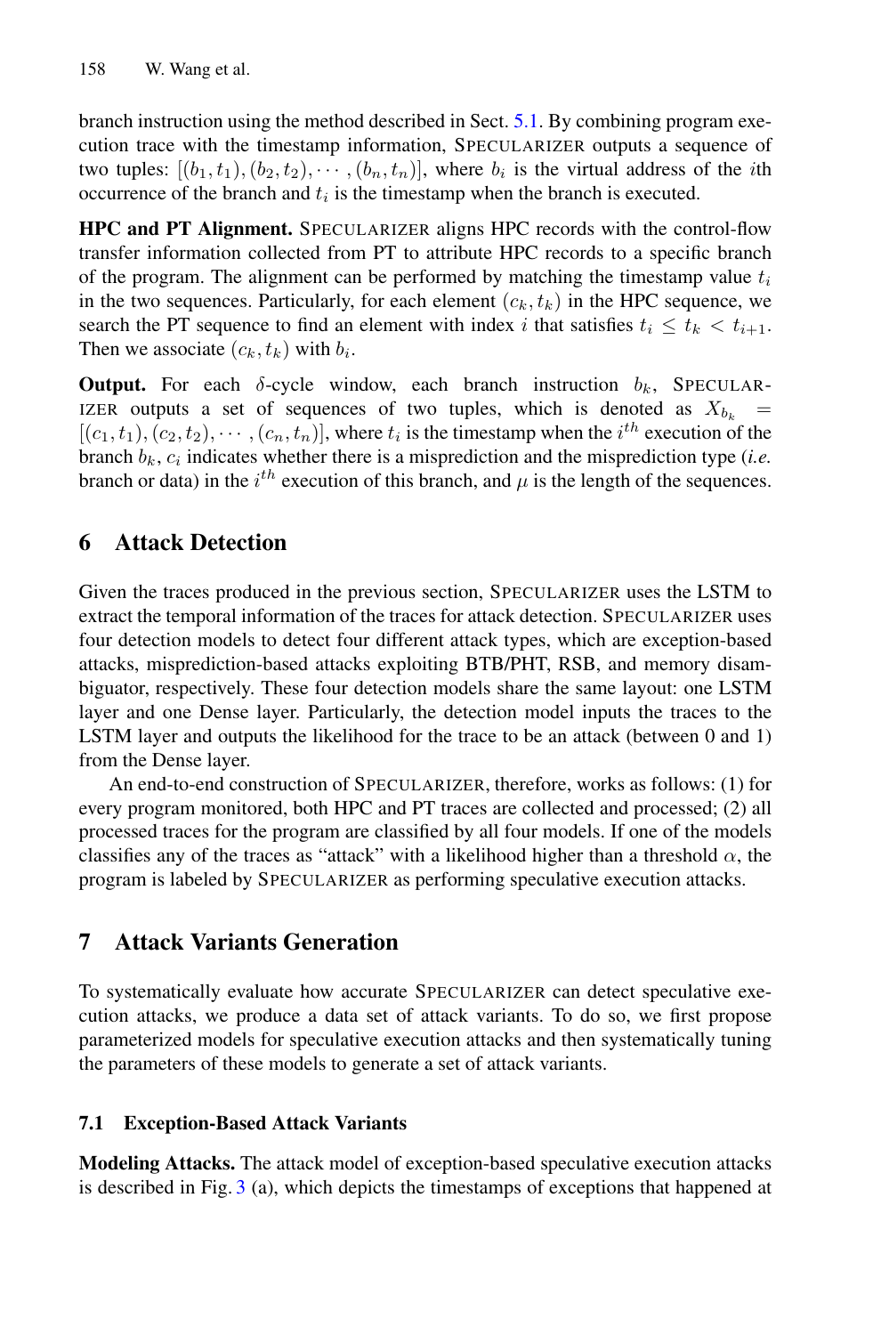branch instruction using the method described in Sect. 5.1. By combining program execution trace with the timestamp information, SPECULARIZER outputs a sequence of two tuples: $[(b_1, t_1), (b_2, t_2), \cdots, (b_n, t_n)]$, where $b_i$ is the virtual address of the $i$th occurrence of the branch and $t_i$ is the timestamp when the branch is executed.

**HPC and PT Alignment.** SPECULARIZER aligns HPC records with the control-flow transfer information collected from PT to attribute HPC records to a specific branch of the program. The alignment can be performed by matching the timestamp value $t_i$ in the two sequences. Particularly, for each element $(c_k, t_k)$ in the HPC sequence, we search the PT sequence to find an element with index $i$ that satisfies $t_i \leq t_k < t_{i+1}$. Then we associate $(c_k, t_k)$ with $b_i$.

**Output.** For each $\delta$-cycle window, each branch instruction $b_k$, SPECULARIZER outputs a set of sequences of two tuples, which is denoted as $X_{b_k} = [(c_1, t_1), (c_2, t_2), \cdots, (c_n, t_n)]$, where $t_i$ is the timestamp when the $i^{th}$ execution of the branch $b_k$, $c_i$ indicates whether there is a misprediction and the misprediction type (*i.e.* branch or data) in the $i^{th}$ execution of this branch, and $\mu$ is the length of the sequences.

## 6 Attack Detection

Given the traces produced in the previous section, SPECULARIZER uses the LSTM to extract the temporal information of the traces for attack detection. SPECULARIZER uses four detection models to detect four different attack types, which are exception-based attacks, misprediction-based attacks exploiting BTB/PHT, RSB, and memory disambiguator, respectively. These four detection models share the same layout: one LSTM layer and one Dense layer. Particularly, the detection model inputs the traces to the LSTM layer and outputs the likelihood for the trace to be an attack (between 0 and 1) from the Dense layer.

An end-to-end construction of SPECULARIZER, therefore, works as follows: (1) for every program monitored, both HPC and PT traces are collected and processed; (2) all processed traces for the program are classified by all four models. If one of the models classifies any of the traces as "attack" with a likelihood higher than a threshold $\alpha$, the program is labeled by SPECULARIZER as performing speculative execution attacks.

## 7 Attack Variants Generation

To systematically evaluate how accurate SPECULARIZER can detect speculative execution attacks, we produce a data set of attack variants. To do so, we first propose parameterized models for speculative execution attacks and then systematically tuning the parameters of these models to generate a set of attack variants.

### 7.1 Exception-Based Attack Variants

**Modeling Attacks.** The attack model of exception-based speculative execution attacks is described in Fig. 3 (a), which depicts the timestamps of exceptions that happened at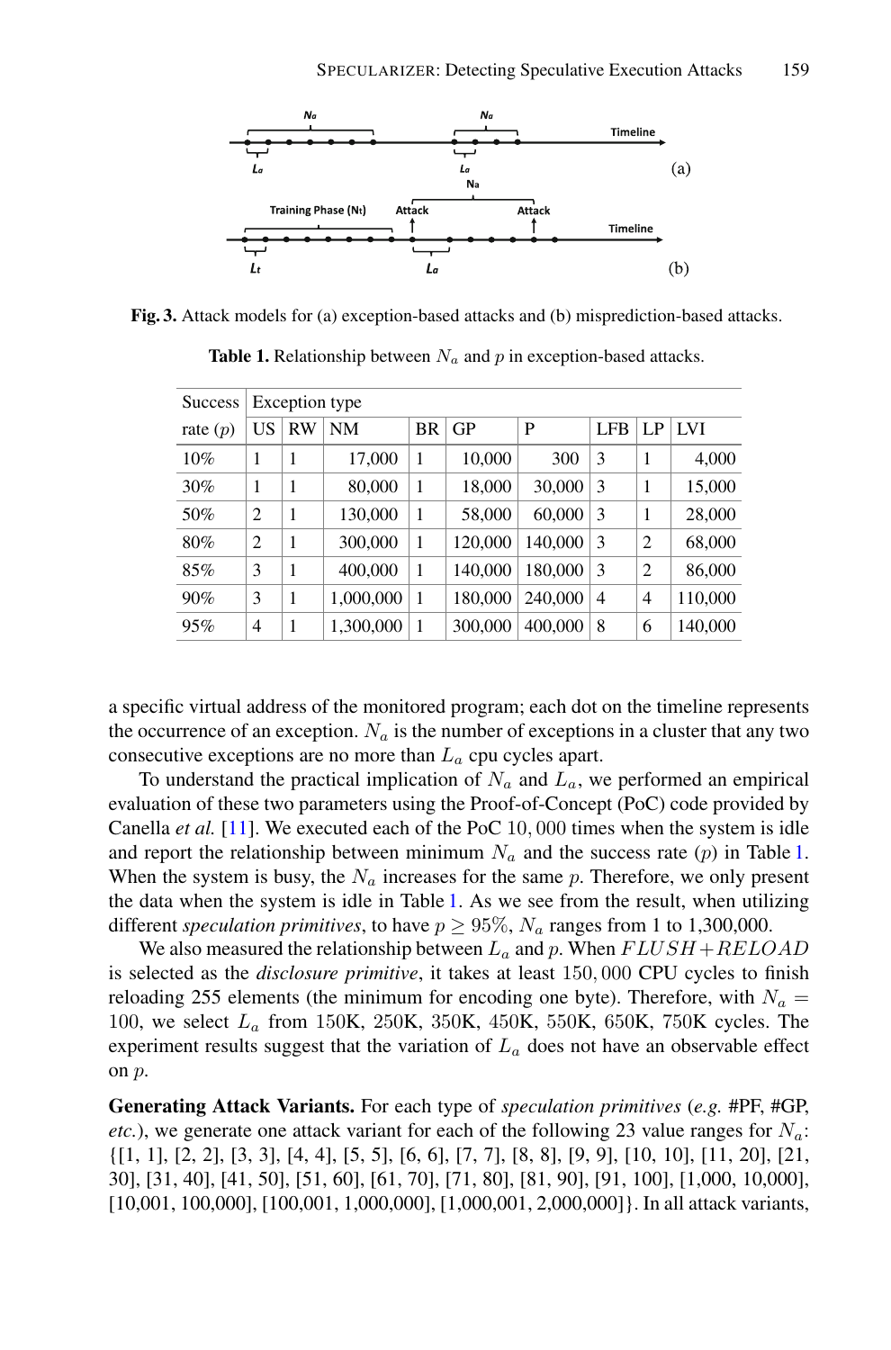**Fig. 3.** Attack models for (a) exception-based attacks and (b) misprediction-based attacks.

**Table 1.** Relationship between $N_a$ and $p$ in exception-based attacks.

| Success rate ($p$) | Exception type | | | | | | | | |
|---|---|---|---|---|---|---|---|---|---|
| | US | RW | NM | BR | GP | P | LFB | LP | LVI |
| 10% | 1 | 1 | 17,000 | 1 | 10,000 | 300 | 3 | 1 | 4,000 |
| 30% | 1 | 1 | 80,000 | 1 | 18,000 | 30,000 | 3 | 1 | 15,000 |
| 50% | 2 | 1 | 130,000 | 1 | 58,000 | 60,000 | 3 | 1 | 28,000 |
| 80% | 2 | 1 | 300,000 | 1 | 120,000 | 140,000 | 3 | 2 | 68,000 |
| 85% | 3 | 1 | 400,000 | 1 | 140,000 | 180,000 | 3 | 2 | 86,000 |
| 90% | 3 | 1 | 1,000,000 | 1 | 180,000 | 240,000 | 4 | 4 | 110,000 |
| 95% | 4 | 1 | 1,300,000 | 1 | 300,000 | 400,000 | 8 | 6 | 140,000 |

a specific virtual address of the monitored program; each dot on the timeline represents the occurrence of an exception. $N_a$ is the number of exceptions in a cluster that any two consecutive exceptions are no more than $L_a$ cpu cycles apart.

To understand the practical implication of $N_a$ and $L_a$, we performed an empirical evaluation of these two parameters using the Proof-of-Concept (PoC) code provided by Canella *et al.* [11]. We executed each of the PoC $10,000$ times when the system is idle and report the relationship between minimum $N_a$ and the success rate ($p$) in Table 1. When the system is busy, the $N_a$ increases for the same $p$. Therefore, we only present the data when the system is idle in Table 1. As we see from the result, when utilizing different *speculation primitives*, to have $p \geq 95\%$, $N_a$ ranges from 1 to 1,300,000.

We also measured the relationship between $L_a$ and $p$. When $FLUSH+RELOAD$ is selected as the *disclosure primitive*, it takes at least $150,000$ CPU cycles to finish reloading 255 elements (the minimum for encoding one byte). Therefore, with $N_a = 100$, we select $L_a$ from 150K, 250K, 350K, 450K, 550K, 650K, 750K cycles. The experiment results suggest that the variation of $L_a$ does not have an observable effect on $p$.

**Generating Attack Variants.** For each type of *speculation primitives* (*e.g.* #PF, #GP, *etc.*), we generate one attack variant for each of the following 23 value ranges for $N_a$: {[1, 1], [2, 2], [3, 3], [4, 4], [5, 5], [6, 6], [7, 7], [8, 8], [9, 9], [10, 10], [11, 20], [21, 30], [31, 40], [41, 50], [51, 60], [61, 70], [71, 80], [81, 90], [91, 100], [1,000, 10,000], [10,001, 100,000], [100,001, 1,000,000], [1,000,001, 2,000,000]}. In all attack variants,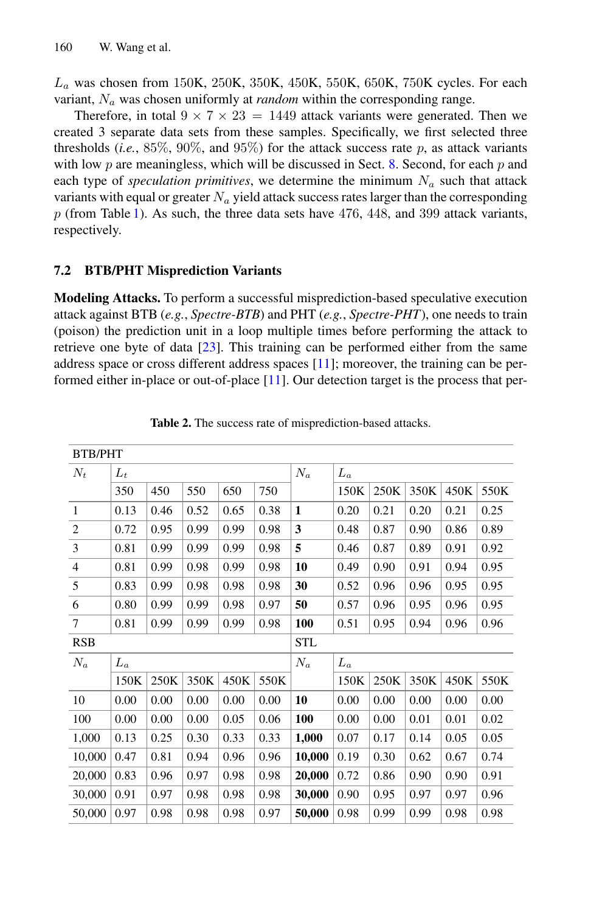$L_a$ was chosen from 150K, 250K, 350K, 450K, 550K, 650K, 750K cycles. For each variant, $N_a$ was chosen uniformly at *random* within the corresponding range.

Therefore, in total $9 \times 7 \times 23 = 1449$ attack variants were generated. Then we created 3 separate data sets from these samples. Specifically, we first selected three thresholds (*i.e.*, 85%, 90%, and 95%) for the attack success rate $p$, as attack variants with low $p$ are meaningless, which will be discussed in Sect. 8. Second, for each $p$ and each type of *speculation primitives*, we determine the minimum $N_a$ such that attack variants with equal or greater $N_a$ yield attack success rates larger than the corresponding $p$ (from Table 1). As such, the three data sets have 476, 448, and 399 attack variants, respectively.

### 7.2 BTB/PHT Misprediction Variants

**Modeling Attacks.** To perform a successful misprediction-based speculative execution attack against BTB (*e.g.*, *Spectre-BTB*) and PHT (*e.g.*, *Spectre-PHT*), one needs to train (poison) the prediction unit in a loop multiple times before performing the attack to retrieve one byte of data [23]. This training can be performed either from the same address space or cross different address spaces [11]; moreover, the training can be performed either in-place or out-of-place [11]. Our detection target is the process that per-

**Table 2.** The success rate of misprediction-based attacks.

| BTB/PHT | | | | | | | | | | | |
|---|---|---|---|---|---|---|---|---|---|---|---|
| $N_t$ | $L_t$ | | | | | $N_a$ | $L_a$ | | | | |
| | 350 | 450 | 550 | 650 | 750 | | 150K | 250K | 350K | 450K | 550K |
| 1 | 0.13 | 0.46 | 0.52 | 0.65 | 0.38 | **1** | 0.20 | 0.21 | 0.20 | 0.21 | 0.25 |
| 2 | 0.72 | 0.95 | 0.99 | 0.99 | 0.98 | **3** | 0.48 | 0.87 | 0.90 | 0.86 | 0.89 |
| 3 | 0.81 | 0.99 | 0.99 | 0.99 | 0.98 | **5** | 0.46 | 0.87 | 0.89 | 0.91 | 0.92 |
| 4 | 0.81 | 0.99 | 0.98 | 0.99 | 0.98 | **10** | 0.49 | 0.90 | 0.91 | 0.94 | 0.95 |
| 5 | 0.83 | 0.99 | 0.98 | 0.98 | 0.98 | **30** | 0.52 | 0.96 | 0.96 | 0.95 | 0.95 |
| 6 | 0.80 | 0.99 | 0.99 | 0.98 | 0.97 | **50** | 0.57 | 0.96 | 0.95 | 0.96 | 0.95 |
| 7 | 0.81 | 0.99 | 0.99 | 0.99 | 0.98 | **100** | 0.51 | 0.95 | 0.94 | 0.96 | 0.96 |
| RSB | | | | | | STL | | | | | |
| $N_a$ | $L_a$ | | | | | $N_a$ | $L_a$ | | | | |
| | 150K | 250K | 350K | 450K | 550K | | 150K | 250K | 350K | 450K | 550K |
| 10 | 0.00 | 0.00 | 0.00 | 0.00 | 0.00 | **10** | 0.00 | 0.00 | 0.00 | 0.00 | 0.00 |
| 100 | 0.00 | 0.00 | 0.00 | 0.05 | 0.06 | **100** | 0.00 | 0.00 | 0.01 | 0.01 | 0.02 |
| 1,000 | 0.13 | 0.25 | 0.30 | 0.33 | 0.33 | **1,000** | 0.07 | 0.17 | 0.14 | 0.05 | 0.05 |
| 10,000 | 0.47 | 0.81 | 0.94 | 0.96 | 0.96 | **10,000** | 0.19 | 0.30 | 0.62 | 0.67 | 0.74 |
| 20,000 | 0.83 | 0.96 | 0.97 | 0.98 | 0.98 | **20,000** | 0.72 | 0.86 | 0.90 | 0.90 | 0.91 |
| 30,000 | 0.91 | 0.97 | 0.98 | 0.98 | 0.98 | **30,000** | 0.90 | 0.95 | 0.97 | 0.97 | 0.96 |
| 50,000 | 0.97 | 0.98 | 0.98 | 0.98 | 0.97 | **50,000** | 0.98 | 0.99 | 0.99 | 0.98 | 0.98 |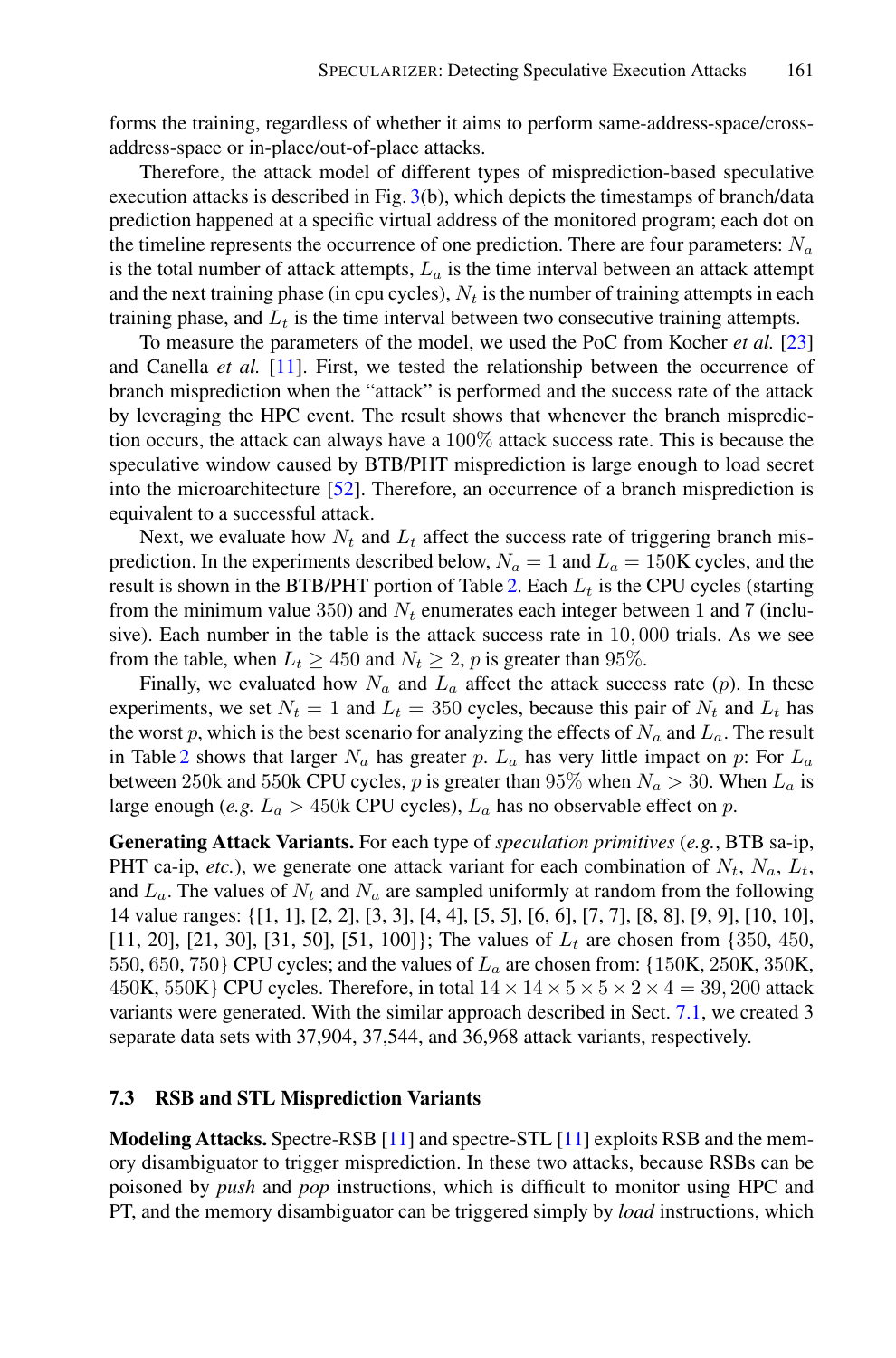forms the training, regardless of whether it aims to perform same-address-space/cross-address-space or in-place/out-of-place attacks.

Therefore, the attack model of different types of misprediction-based speculative execution attacks is described in Fig. 3(b), which depicts the timestamps of branch/data prediction happened at a specific virtual address of the monitored program; each dot on the timeline represents the occurrence of one prediction. There are four parameters: $N_a$ is the total number of attack attempts, $L_a$ is the time interval between an attack attempt and the next training phase (in cpu cycles), $N_t$ is the number of training attempts in each training phase, and $L_t$ is the time interval between two consecutive training attempts.

To measure the parameters of the model, we used the PoC from Kocher *et al.* [23] and Canella *et al.* [11]. First, we tested the relationship between the occurrence of branch misprediction when the "attack" is performed and the success rate of the attack by leveraging the HPC event. The result shows that whenever the branch misprediction occurs, the attack can always have a $100\%$ attack success rate. This is because the speculative window caused by BTB/PHT misprediction is large enough to load secret into the microarchitecture [52]. Therefore, an occurrence of a branch misprediction is equivalent to a successful attack.

Next, we evaluate how $N_t$ and $L_t$ affect the success rate of triggering branch misprediction. In the experiments described below, $N_a = 1$ and $L_a = 150\text{K}$ cycles, and the result is shown in the BTB/PHT portion of Table 2. Each $L_t$ is the CPU cycles (starting from the minimum value $350$) and $N_t$ enumerates each integer between $1$ and $7$ (inclusive). Each number in the table is the attack success rate in $10,000$ trials. As we see from the table, when $L_t \geq 450$ and $N_t \geq 2$, $p$ is greater than $95\%$.

Finally, we evaluated how $N_a$ and $L_a$ affect the attack success rate ($p$). In these experiments, we set $N_t = 1$ and $L_t = 350$ cycles, because this pair of $N_t$ and $L_t$ has the worst $p$, which is the best scenario for analyzing the effects of $N_a$ and $L_a$. The result in Table 2 shows that larger $N_a$ has greater $p$. $L_a$ has very little impact on $p$: For $L_a$ between 250k and 550k CPU cycles, $p$ is greater than $95\%$ when $N_a > 30$. When $L_a$ is large enough (*e.g.* $L_a > 450\text{k}$ CPU cycles), $L_a$ has no observable effect on $p$.

**Generating Attack Variants.** For each type of *speculation primitives* (*e.g.*, BTB sa-ip, PHT ca-ip, *etc.*), we generate one attack variant for each combination of $N_t$, $N_a$, $L_t$, and $L_a$. The values of $N_t$ and $N_a$ are sampled uniformly at random from the following 14 value ranges: {[1, 1], [2, 2], [3, 3], [4, 4], [5, 5], [6, 6], [7, 7], [8, 8], [9, 9], [10, 10], [11, 20], [21, 30], [31, 50], [51, 100]}; The values of $L_t$ are chosen from {350, 450, 550, 650, 750} CPU cycles; and the values of $L_a$ are chosen from: {150K, 250K, 350K, 450K, 550K} CPU cycles. Therefore, in total $14 \times 14 \times 5 \times 5 \times 2 \times 4 = 39,200$ attack variants were generated. With the similar approach described in Sect. 7.1, we created 3 separate data sets with 37,904, 37,544, and 36,968 attack variants, respectively.

### 7.3 RSB and STL Misprediction Variants

**Modeling Attacks.** Spectre-RSB [11] and spectre-STL [11] exploits RSB and the memory disambiguator to trigger misprediction. In these two attacks, because RSBs can be poisoned by *push* and *pop* instructions, which is difficult to monitor using HPC and PT, and the memory disambiguator can be triggered simply by *load* instructions, which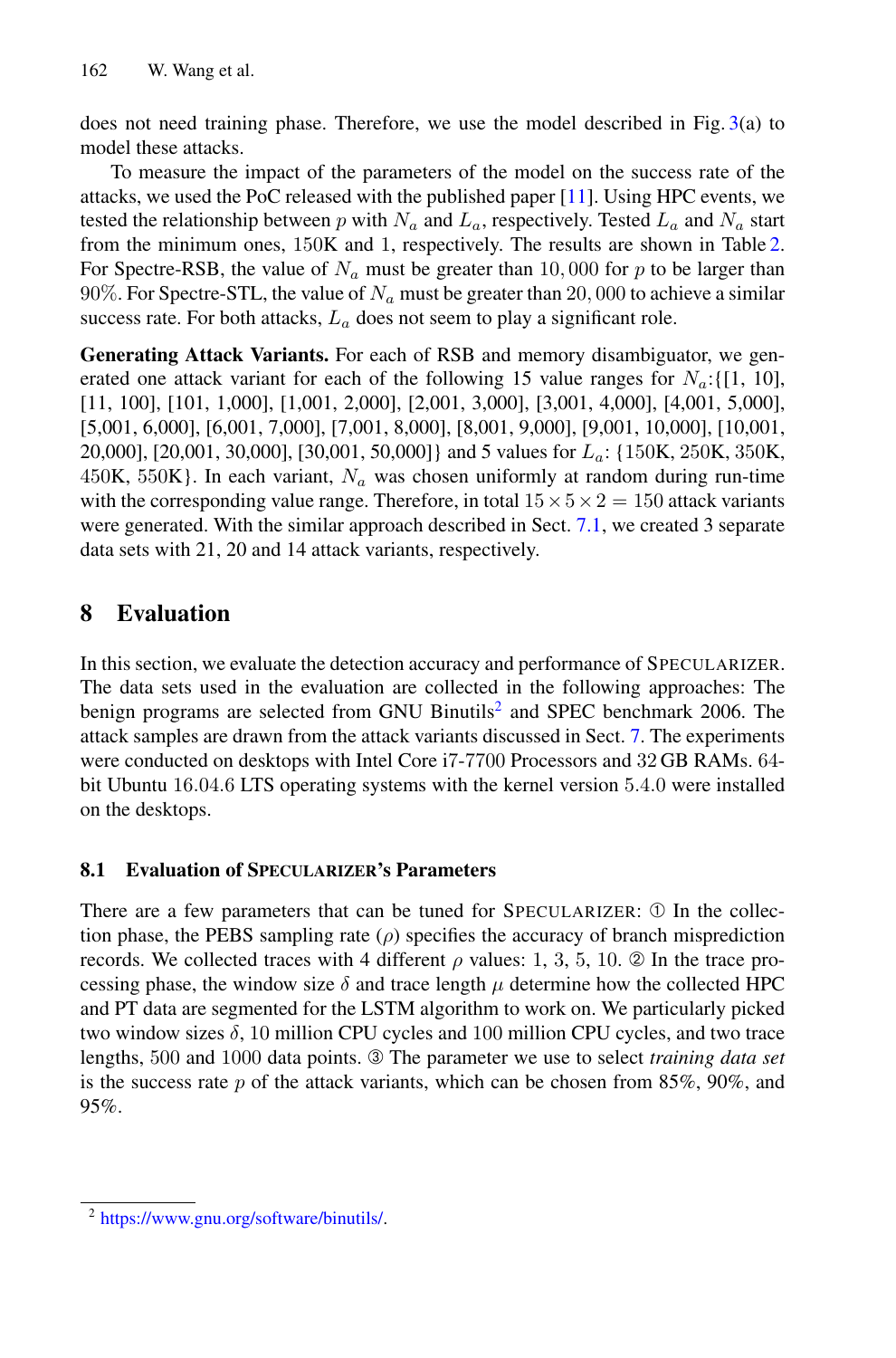does not need training phase. Therefore, we use the model described in Fig. 3(a) to model these attacks.

To measure the impact of the parameters of the model on the success rate of the attacks, we used the PoC released with the published paper [11]. Using HPC events, we tested the relationship between $p$ with $N_a$ and $L_a$, respectively. Tested $L_a$ and $N_a$ start from the minimum ones, 150K and 1, respectively. The results are shown in Table 2. For Spectre-RSB, the value of $N_a$ must be greater than $10,000$ for $p$ to be larger than $90\%$. For Spectre-STL, the value of $N_a$ must be greater than $20,000$ to achieve a similar success rate. For both attacks, $L_a$ does not seem to play a significant role.

**Generating Attack Variants.** For each of RSB and memory disambiguator, we generated one attack variant for each of the following 15 value ranges for $N_a$:{[1, 10], [11, 100], [101, 1,000], [1,001, 2,000], [2,001, 3,000], [3,001, 4,000], [4,001, 5,000], [5,001, 6,000], [6,001, 7,000], [7,001, 8,000], [8,001, 9,000], [9,001, 10,000], [10,001, 20,000], [20,001, 30,000], [30,001, 50,000]} and 5 values for $L_a$: {150K, 250K, 350K, 450K, 550K}. In each variant, $N_a$ was chosen uniformly at random during run-time with the corresponding value range. Therefore, in total $15 \times 5 \times 2 = 150$ attack variants were generated. With the similar approach described in Sect. 7.1, we created 3 separate data sets with 21, 20 and 14 attack variants, respectively.

## 8 Evaluation

In this section, we evaluate the detection accuracy and performance of SPECULARIZER. The data sets used in the evaluation are collected in the following approaches: The benign programs are selected from GNU Binutils[2] and SPEC benchmark 2006. The attack samples are drawn from the attack variants discussed in Sect. 7. The experiments were conducted on desktops with Intel Core i7-7700 Processors and 32 GB RAMs. 64-bit Ubuntu 16.04.6 LTS operating systems with the kernel version 5.4.0 were installed on the desktops.

### 8.1 Evaluation of SPECULARIZER's Parameters

There are a few parameters that can be tuned for SPECULARIZER: ① In the collection phase, the PEBS sampling rate ($\rho$) specifies the accuracy of branch misprediction records. We collected traces with 4 different $\rho$ values: 1, 3, 5, 10. ② In the trace processing phase, the window size $\delta$ and trace length $\mu$ determine how the collected HPC and PT data are segmented for the LSTM algorithm to work on. We particularly picked two window sizes $\delta$, 10 million CPU cycles and 100 million CPU cycles, and two trace lengths, 500 and 1000 data points. ③ The parameter we use to select *training data set* is the success rate $p$ of the attack variants, which can be chosen from 85%, 90%, and 95%.

[2] https://www.gnu.org/software/binutils/.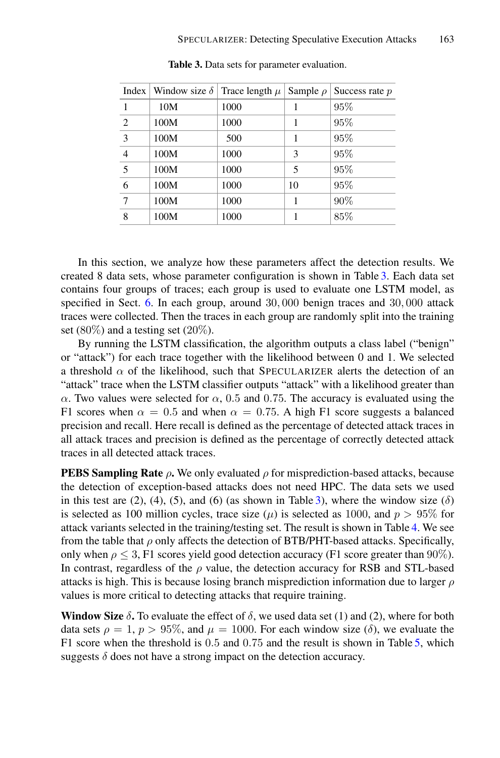**Table 3.** Data sets for parameter evaluation.

| Index | Window size $\delta$ | Trace length $\mu$ | Sample $\rho$ | Success rate $p$ |
|---|---|---|---|---|
| 1 | 10M | 1000 | 1 | 95% |
| 2 | 100M | 1000 | 1 | 95% |
| 3 | 100M | 500 | 1 | 95% |
| 4 | 100M | 1000 | 3 | 95% |
| 5 | 100M | 1000 | 5 | 95% |
| 6 | 100M | 1000 | 10 | 95% |
| 7 | 100M | 1000 | 1 | 90% |
| 8 | 100M | 1000 | 1 | 85% |

In this section, we analyze how these parameters affect the detection results. We created 8 data sets, whose parameter configuration is shown in Table 3. Each data set contains four groups of traces; each group is used to evaluate one LSTM model, as specified in Sect. 6. In each group, around 30,000 benign traces and 30,000 attack traces were collected. Then the traces in each group are randomly split into the training set (80%) and a testing set (20%).

By running the LSTM classification, the algorithm outputs a class label ("benign" or "attack") for each trace together with the likelihood between 0 and 1. We selected a threshold $\alpha$ of the likelihood, such that SPECULARIZER alerts the detection of an "attack" trace when the LSTM classifier outputs "attack" with a likelihood greater than $\alpha$. Two values were selected for $\alpha$, 0.5 and 0.75. The accuracy is evaluated using the F1 scores when $\alpha = 0.5$ and when $\alpha = 0.75$. A high F1 score suggests a balanced precision and recall. Here recall is defined as the percentage of detected attack traces in all attack traces and precision is defined as the percentage of correctly detected attack traces in all detected attack traces.

**PEBS Sampling Rate $\rho$.** We only evaluated $\rho$ for misprediction-based attacks, because the detection of exception-based attacks does not need HPC. The data sets we used in this test are (2), (4), (5), and (6) (as shown in Table 3), where the window size ($\delta$) is selected as 100 million cycles, trace size ($\mu$) is selected as 1000, and $p > 95\%$ for attack variants selected in the training/testing set. The result is shown in Table 4. We see from the table that $\rho$ only affects the detection of BTB/PHT-based attacks. Specifically, only when $\rho \leq 3$, F1 scores yield good detection accuracy (F1 score greater than 90%). In contrast, regardless of the $\rho$ value, the detection accuracy for RSB and STL-based attacks is high. This is because losing branch misprediction information due to larger $\rho$ values is more critical to detecting attacks that require training.

**Window Size $\delta$.** To evaluate the effect of $\delta$, we used data set (1) and (2), where for both data sets $\rho = 1$, $p > 95\%$, and $\mu = 1000$. For each window size ($\delta$), we evaluate the F1 score when the threshold is 0.5 and 0.75 and the result is shown in Table 5, which suggests $\delta$ does not have a strong impact on the detection accuracy.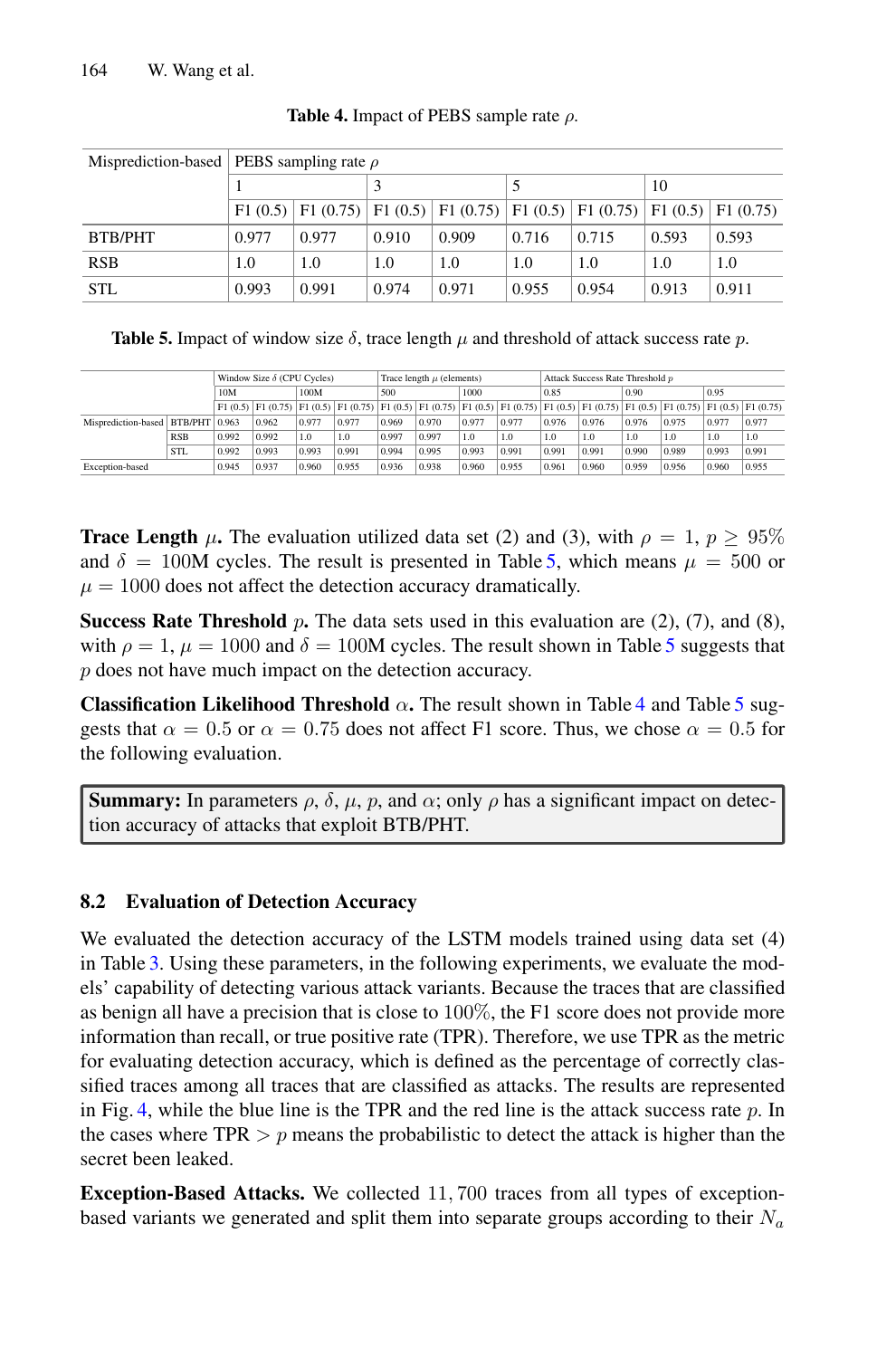**Table 4.** Impact of PEBS sample rate $\rho$.

| Misprediction-based | PEBS sampling rate $\rho$ | | | | | | | |
|---|---|---|---|---|---|---|---|---|
| | 1 | | 3 | | 5 | | 10 | |
| | F1 (0.5) | F1 (0.75) | F1 (0.5) | F1 (0.75) | F1 (0.5) | F1 (0.75) | F1 (0.5) | F1 (0.75) |
| BTB/PHT | 0.977 | 0.977 | 0.910 | 0.909 | 0.716 | 0.715 | 0.593 | 0.593 |
| RSB | 1.0 | 1.0 | 1.0 | 1.0 | 1.0 | 1.0 | 1.0 | 1.0 |
| STL | 0.993 | 0.991 | 0.974 | 0.971 | 0.955 | 0.954 | 0.913 | 0.911 |

**Table 5.** Impact of window size $\delta$, trace length $\mu$ and threshold of attack success rate $p$.

| | | Window Size $\delta$ (CPU Cycles) | | | | Trace length $\mu$ (elements) | | | | Attack Success Rate Threshold $p$ | | | | | |
|---|---|---|---|---|---|---|---|---|---|---|---|---|---|---|---|
| | | 10M | | 100M | | 500 | | 1000 | | 0.85 | | 0.90 | | 0.95 | |
| | | F1 (0.5) | F1 (0.75) | F1 (0.5) | F1 (0.75) | F1 (0.5) | F1 (0.75) | F1 (0.5) | F1 (0.75) | F1 (0.5) | F1 (0.75) | F1 (0.5) | F1 (0.75) | F1 (0.5) | F1 (0.75) |
| Misprediction-based | BTB/PHT | 0.963 | 0.962 | 0.977 | 0.977 | 0.969 | 0.970 | 0.977 | 0.977 | 0.976 | 0.976 | 0.976 | 0.975 | 0.977 | 0.977 |
| | RSB | 0.992 | 0.992 | 1.0 | 1.0 | 0.997 | 0.997 | 1.0 | 1.0 | 1.0 | 1.0 | 1.0 | 1.0 | 1.0 | 1.0 |
| | STL | 0.992 | 0.993 | 0.993 | 0.991 | 0.994 | 0.995 | 0.993 | 0.991 | 0.991 | 0.991 | 0.990 | 0.989 | 0.993 | 0.991 |
| Exception-based | | 0.945 | 0.937 | 0.960 | 0.955 | 0.936 | 0.938 | 0.960 | 0.955 | 0.961 | 0.960 | 0.959 | 0.956 | 0.960 | 0.955 |

**Trace Length** $\mu$**.** The evaluation utilized data set (2) and (3), with $\rho = 1$, $p \geq 95\%$ and $\delta = 100$M cycles. The result is presented in Table 5, which means $\mu = 500$ or $\mu = 1000$ does not affect the detection accuracy dramatically.

**Success Rate Threshold** $p$**.** The data sets used in this evaluation are (2), (7), and (8), with $\rho = 1$, $\mu = 1000$ and $\delta = 100$M cycles. The result shown in Table 5 suggests that $p$ does not have much impact on the detection accuracy.

**Classification Likelihood Threshold** $\alpha$**.** The result shown in Table 4 and Table 5 suggests that $\alpha = 0.5$ or $\alpha = 0.75$ does not affect F1 score. Thus, we chose $\alpha = 0.5$ for the following evaluation.

> **Summary:** In parameters $\rho$, $\delta$, $\mu$, $p$, and $\alpha$; only $\rho$ has a significant impact on detection accuracy of attacks that exploit BTB/PHT.

## 8.2 Evaluation of Detection Accuracy

We evaluated the detection accuracy of the LSTM models trained using data set (4) in Table 3. Using these parameters, in the following experiments, we evaluate the models' capability of detecting various attack variants. Because the traces that are classified as benign all have a precision that is close to 100%, the F1 score does not provide more information than recall, or true positive rate (TPR). Therefore, we use TPR as the metric for evaluating detection accuracy, which is defined as the percentage of correctly classified traces among all traces that are classified as attacks. The results are represented in Fig. 4, while the blue line is the TPR and the red line is the attack success rate $p$. In the cases where TPR $> p$ means the probabilistic to detect the attack is higher than the secret been leaked.

**Exception-Based Attacks.** We collected 11,700 traces from all types of exception-based variants we generated and split them into separate groups according to their $N_a$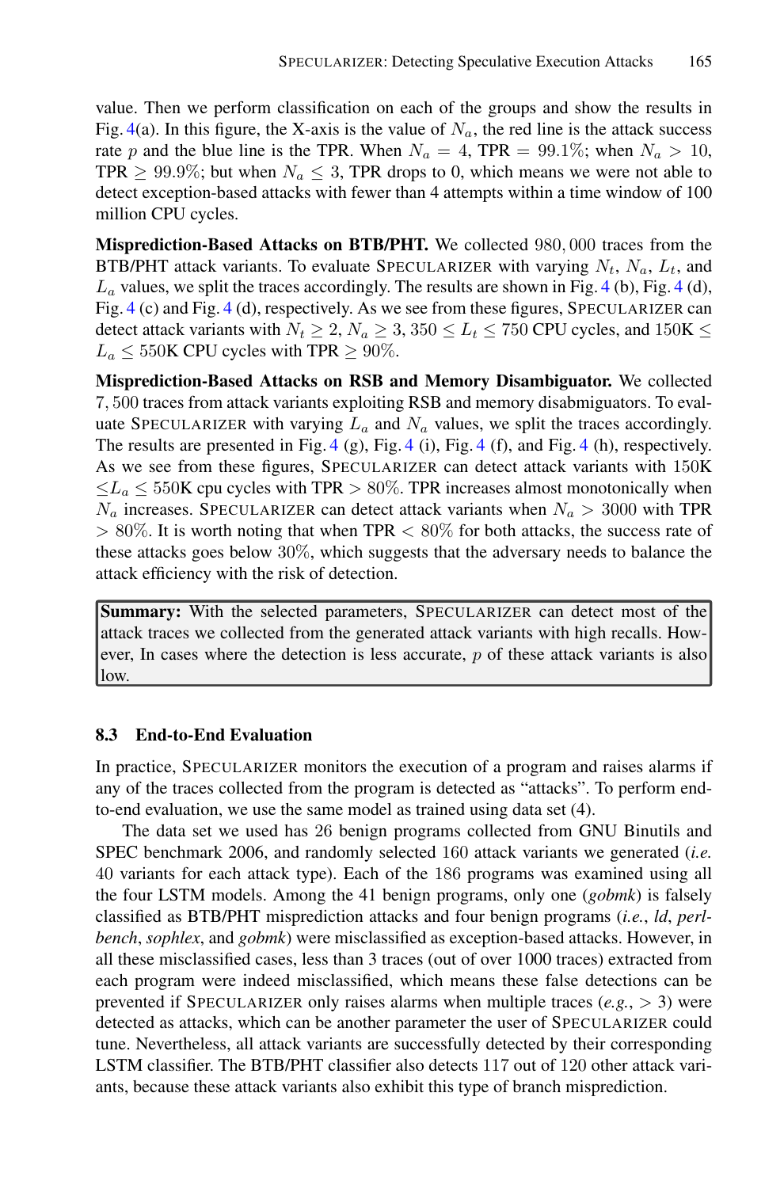value. Then we perform classification on each of the groups and show the results in Fig. 4(a). In this figure, the X-axis is the value of $N_a$, the red line is the attack success rate $p$ and the blue line is the TPR. When $N_a = 4$, TPR $= 99.1\%$; when $N_a > 10$, TPR $\geq 99.9\%$; but when $N_a \leq 3$, TPR drops to 0, which means we were not able to detect exception-based attacks with fewer than 4 attempts within a time window of 100 million CPU cycles.

**Misprediction-Based Attacks on BTB/PHT.** We collected $980,000$ traces from the BTB/PHT attack variants. To evaluate SPECULARIZER with varying $N_t$, $N_a$, $L_t$, and $L_a$ values, we split the traces accordingly. The results are shown in Fig. 4 (b), Fig. 4 (d), Fig. 4 (c) and Fig. 4 (d), respectively. As we see from these figures, SPECULARIZER can detect attack variants with $N_t \geq 2$, $N_a \geq 3$, $350 \leq L_t \leq 750$ CPU cycles, and $150\text{K} \leq L_a \leq 550\text{K}$ CPU cycles with TPR $\geq 90\%$.

**Misprediction-Based Attacks on RSB and Memory Disambiguator.** We collected $7,500$ traces from attack variants exploiting RSB and memory disabmiguators. To evaluate SPECULARIZER with varying $L_a$ and $N_a$ values, we split the traces accordingly. The results are presented in Fig. 4 (g), Fig. 4 (i), Fig. 4 (f), and Fig. 4 (h), respectively. As we see from these figures, SPECULARIZER can detect attack variants with $150\text{K} \leq L_a \leq 550\text{K}$ cpu cycles with TPR $> 80\%$. TPR increases almost monotonically when $N_a$ increases. SPECULARIZER can detect attack variants when $N_a > 3000$ with TPR $> 80\%$. It is worth noting that when TPR $< 80\%$ for both attacks, the success rate of these attacks goes below $30\%$, which suggests that the adversary needs to balance the attack efficiency with the risk of detection.

> **Summary:** With the selected parameters, SPECULARIZER can detect most of the attack traces we collected from the generated attack variants with high recalls. However, In cases where the detection is less accurate, $p$ of these attack variants is also low.

### 8.3 End-to-End Evaluation

In practice, SPECULARIZER monitors the execution of a program and raises alarms if any of the traces collected from the program is detected as "attacks". To perform end-to-end evaluation, we use the same model as trained using data set (4).

The data set we used has 26 benign programs collected from GNU Binutils and SPEC benchmark 2006, and randomly selected 160 attack variants we generated (*i.e.* 40 variants for each attack type). Each of the 186 programs was examined using all the four LSTM models. Among the 41 benign programs, only one (*gobmk*) is falsely classified as BTB/PHT misprediction attacks and four benign programs (*i.e.*, *ld*, *perlbench*, *sophlex*, and *gobmk*) were misclassified as exception-based attacks. However, in all these misclassified cases, less than 3 traces (out of over 1000 traces) extracted from each program were indeed misclassified, which means these false detections can be prevented if SPECULARIZER only raises alarms when multiple traces (*e.g.*, $> 3$) were detected as attacks, which can be another parameter the user of SPECULARIZER could tune. Nevertheless, all attack variants are successfully detected by their corresponding LSTM classifier. The BTB/PHT classifier also detects 117 out of 120 other attack variants, because these attack variants also exhibit this type of branch misprediction.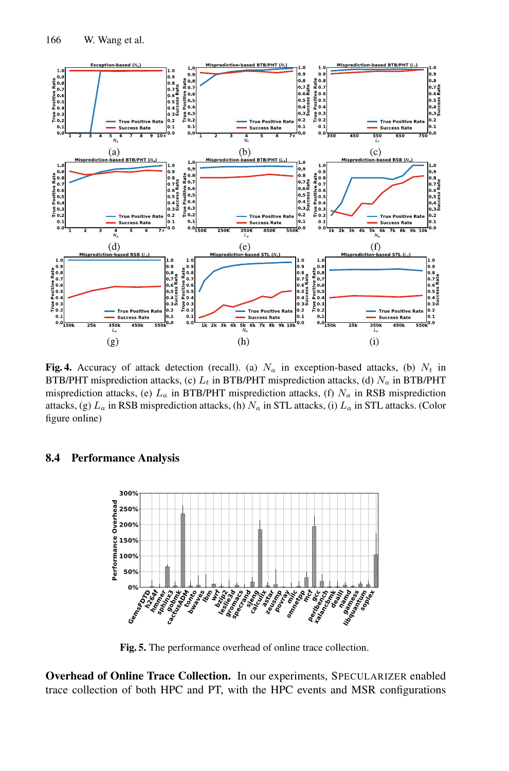**Fig. 4.** Accuracy of attack detection (recall). (a) $N_a$ in exception-based attacks, (b) $N_t$ in BTB/PHT misprediction attacks, (c) $L_t$ in BTB/PHT misprediction attacks, (d) $N_a$ in BTB/PHT misprediction attacks, (e) $L_a$ in BTB/PHT misprediction attacks, (f) $N_a$ in RSB misprediction attacks, (g) $L_a$ in RSB misprediction attacks, (h) $N_a$ in STL attacks, (i) $L_a$ in STL attacks. (Color figure online)

### 8.4 Performance Analysis

**Fig. 5.** The performance overhead of online trace collection.

**Overhead of Online Trace Collection.** In our experiments, SPECULARIZER enabled trace collection of both HPC and PT, with the HPC events and MSR configurations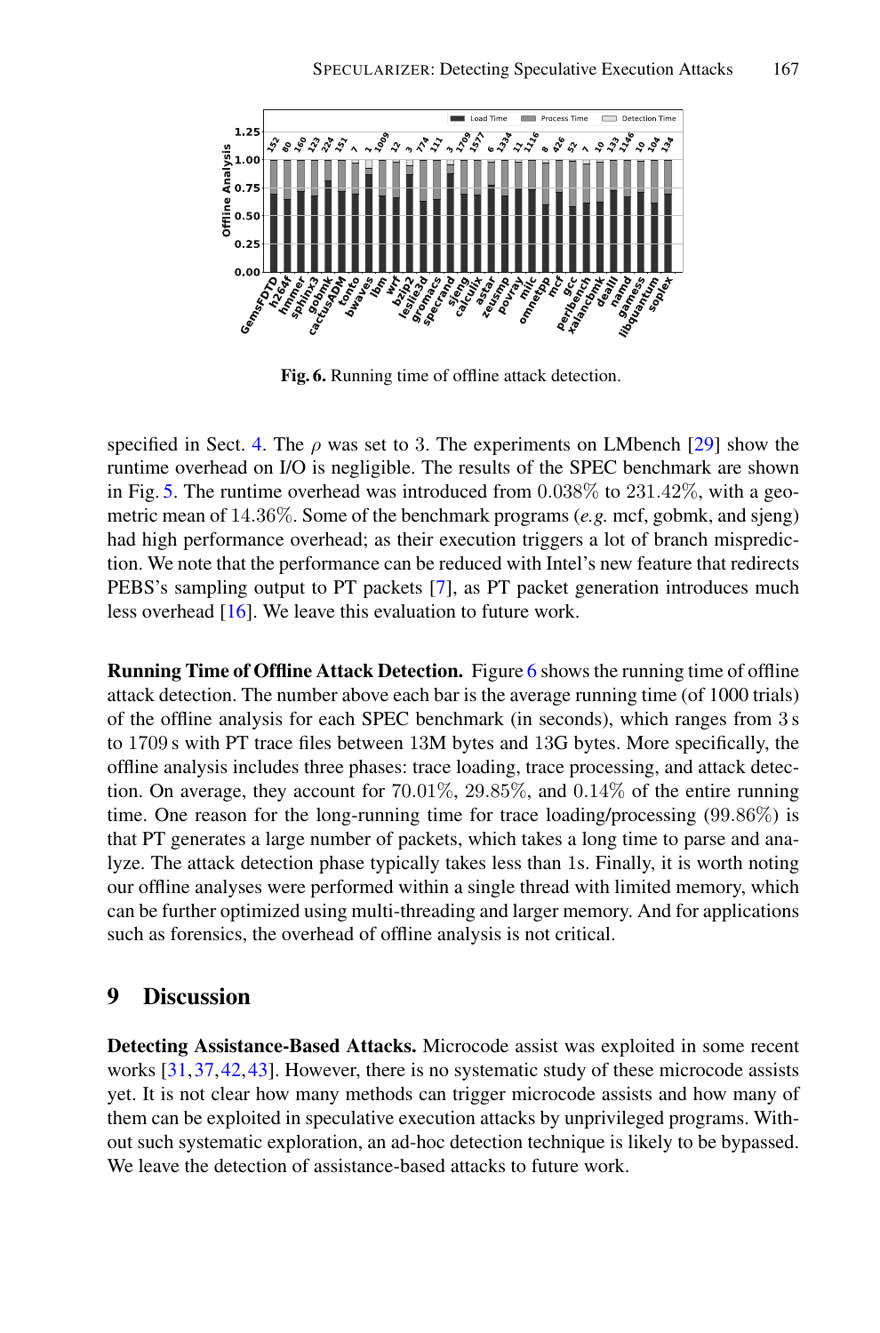Fig. 6. Running time of offline attack detection.

specified in Sect. 4. The $\rho$ was set to 3. The experiments on LMbench [29] show the runtime overhead on I/O is negligible. The results of the SPEC benchmark are shown in Fig. 5. The runtime overhead was introduced from $0.038\%$ to $231.42\%$, with a geometric mean of $14.36\%$. Some of the benchmark programs (*e.g.* mcf, gobmk, and sjeng) had high performance overhead; as their execution triggers a lot of branch misprediction. We note that the performance can be reduced with Intel's new feature that redirects PEBS's sampling output to PT packets [7], as PT packet generation introduces much less overhead [16]. We leave this evaluation to future work.

**Running Time of Offline Attack Detection.** Figure 6 shows the running time of offline attack detection. The number above each bar is the average running time (of 1000 trials) of the offline analysis for each SPEC benchmark (in seconds), which ranges from 3 s to 1709 s with PT trace files between 13M bytes and 13G bytes. More specifically, the offline analysis includes three phases: trace loading, trace processing, and attack detection. On average, they account for $70.01\%$, $29.85\%$, and $0.14\%$ of the entire running time. One reason for the long-running time for trace loading/processing ($99.86\%$) is that PT generates a large number of packets, which takes a long time to parse and analyze. The attack detection phase typically takes less than 1s. Finally, it is worth noting our offline analyses were performed within a single thread with limited memory, which can be further optimized using multi-threading and larger memory. And for applications such as forensics, the overhead of offline analysis is not critical.

## 9 Discussion

**Detecting Assistance-Based Attacks.** Microcode assist was exploited in some recent works [31,37,42,43]. However, there is no systematic study of these microcode assists yet. It is not clear how many methods can trigger microcode assists and how many of them can be exploited in speculative execution attacks by unprivileged programs. Without such systematic exploration, an ad-hoc detection technique is likely to be bypassed. We leave the detection of assistance-based attacks to future work.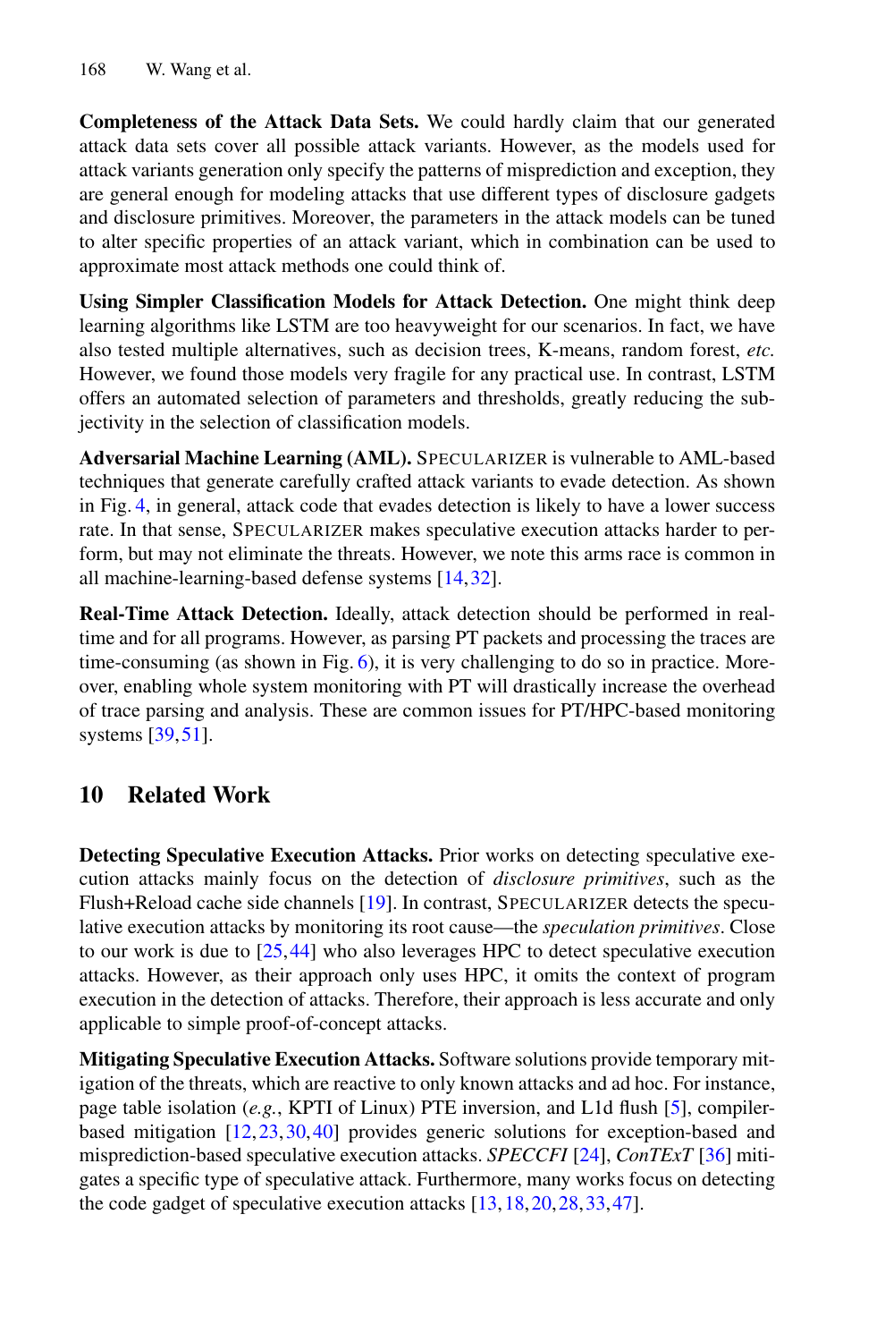**Completeness of the Attack Data Sets.** We could hardly claim that our generated attack data sets cover all possible attack variants. However, as the models used for attack variants generation only specify the patterns of misprediction and exception, they are general enough for modeling attacks that use different types of disclosure gadgets and disclosure primitives. Moreover, the parameters in the attack models can be tuned to alter specific properties of an attack variant, which in combination can be used to approximate most attack methods one could think of.

**Using Simpler Classification Models for Attack Detection.** One might think deep learning algorithms like LSTM are too heavyweight for our scenarios. In fact, we have also tested multiple alternatives, such as decision trees, K-means, random forest, *etc.* However, we found those models very fragile for any practical use. In contrast, LSTM offers an automated selection of parameters and thresholds, greatly reducing the subjectivity in the selection of classification models.

**Adversarial Machine Learning (AML).** SPECULARIZER is vulnerable to AML-based techniques that generate carefully crafted attack variants to evade detection. As shown in Fig. 4, in general, attack code that evades detection is likely to have a lower success rate. In that sense, SPECULARIZER makes speculative execution attacks harder to perform, but may not eliminate the threats. However, we note this arms race is common in all machine-learning-based defense systems [14,32].

**Real-Time Attack Detection.** Ideally, attack detection should be performed in real-time and for all programs. However, as parsing PT packets and processing the traces are time-consuming (as shown in Fig. 6), it is very challenging to do so in practice. Moreover, enabling whole system monitoring with PT will drastically increase the overhead of trace parsing and analysis. These are common issues for PT/HPC-based monitoring systems [39,51].

## 10 Related Work

**Detecting Speculative Execution Attacks.** Prior works on detecting speculative execution attacks mainly focus on the detection of *disclosure primitives*, such as the Flush+Reload cache side channels [19]. In contrast, SPECULARIZER detects the speculative execution attacks by monitoring its root cause—the *speculation primitives*. Close to our work is due to [25,44] who also leverages HPC to detect speculative execution attacks. However, as their approach only uses HPC, it omits the context of program execution in the detection of attacks. Therefore, their approach is less accurate and only applicable to simple proof-of-concept attacks.

**Mitigating Speculative Execution Attacks.** Software solutions provide temporary mitigation of the threats, which are reactive to only known attacks and ad hoc. For instance, page table isolation (*e.g.*, KPTI of Linux) PTE inversion, and L1d flush [5], compiler-based mitigation [12,23,30,40] provides generic solutions for exception-based and misprediction-based speculative execution attacks. *SPECCFI* [24], *ConTExT* [36] mitigates a specific type of speculative attack. Furthermore, many works focus on detecting the code gadget of speculative execution attacks [13,18,20,28,33,47].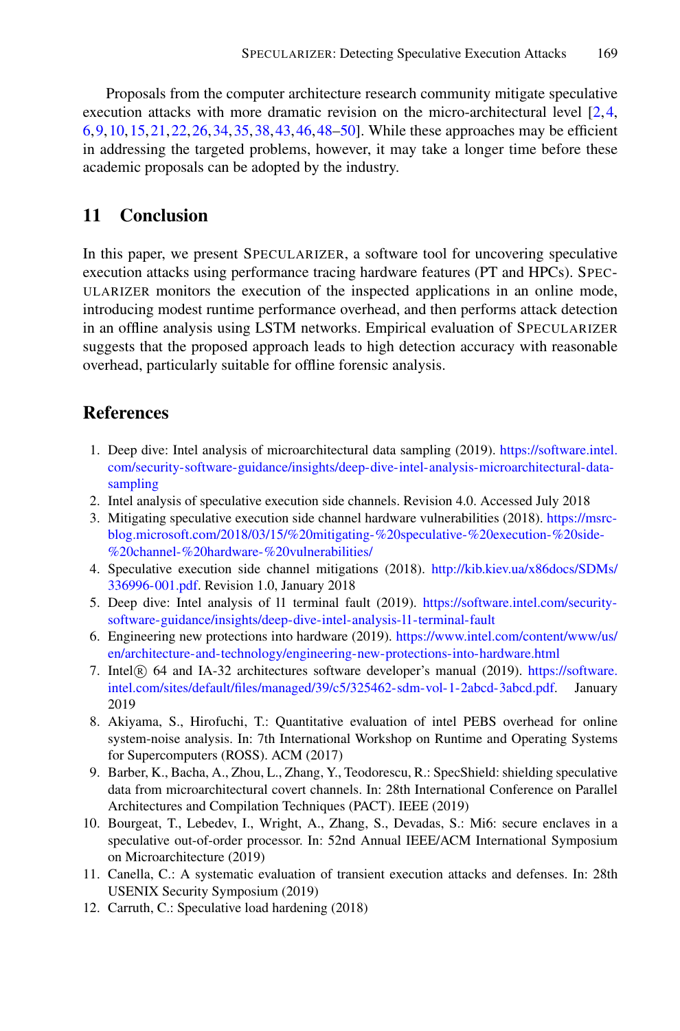Proposals from the computer architecture research community mitigate speculative execution attacks with more dramatic revision on the micro-architectural level [2,4,6,9,10,15,21,22,26,34,35,38,43,46,48–50]. While these approaches may be efficient in addressing the targeted problems, however, it may take a longer time before these academic proposals can be adopted by the industry.

## 11 Conclusion

In this paper, we present SPECULARIZER, a software tool for uncovering speculative execution attacks using performance tracing hardware features (PT and HPCs). SPECULARIZER monitors the execution of the inspected applications in an online mode, introducing modest runtime performance overhead, and then performs attack detection in an offline analysis using LSTM networks. Empirical evaluation of SPECULARIZER suggests that the proposed approach leads to high detection accuracy with reasonable overhead, particularly suitable for offline forensic analysis.

## References

1. Deep dive: Intel analysis of microarchitectural data sampling (2019). https://software.intel.com/security-software-guidance/insights/deep-dive-intel-analysis-microarchitectural-data-sampling
2. Intel analysis of speculative execution side channels. Revision 4.0. Accessed July 2018
3. Mitigating speculative execution side channel hardware vulnerabilities (2018). https://msrc-blog.microsoft.com/2018/03/15/%20mitigating-%20speculative-%20execution-%20side-%20channel-%20hardware-%20vulnerabilities/
4. Speculative execution side channel mitigations (2018). http://kib.kiev.ua/x86docs/SDMs/336996-001.pdf. Revision 1.0, January 2018
5. Deep dive: Intel analysis of l1 terminal fault (2019). https://software.intel.com/security-software-guidance/insights/deep-dive-intel-analysis-l1-terminal-fault
6. Engineering new protections into hardware (2019). https://www.intel.com/content/www/us/en/architecture-and-technology/engineering-new-protections-into-hardware.html
7. Intel® 64 and IA-32 architectures software developer's manual (2019). https://software.intel.com/sites/default/files/managed/39/c5/325462-sdm-vol-1-2abcd-3abcd.pdf. January 2019
8. Akiyama, S., Hirofuchi, T.: Quantitative evaluation of intel PEBS overhead for online system-noise analysis. In: 7th International Workshop on Runtime and Operating Systems for Supercomputers (ROSS). ACM (2017)
9. Barber, K., Bacha, A., Zhou, L., Zhang, Y., Teodorescu, R.: SpecShield: shielding speculative data from microarchitectural covert channels. In: 28th International Conference on Parallel Architectures and Compilation Techniques (PACT). IEEE (2019)
10. Bourgeat, T., Lebedev, I., Wright, A., Zhang, S., Devadas, S.: Mi6: secure enclaves in a speculative out-of-order processor. In: 52nd Annual IEEE/ACM International Symposium on Microarchitecture (2019)
11. Canella, C.: A systematic evaluation of transient execution attacks and defenses. In: 28th USENIX Security Symposium (2019)
12. Carruth, C.: Speculative load hardening (2018)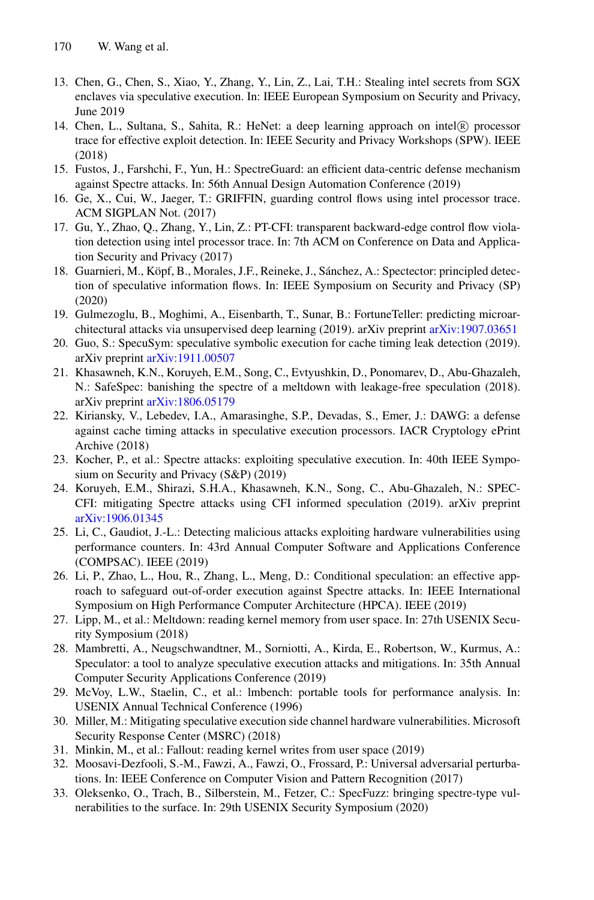13. Chen, G., Chen, S., Xiao, Y., Zhang, Y., Lin, Z., Lai, T.H.: Stealing intel secrets from SGX enclaves via speculative execution. In: IEEE European Symposium on Security and Privacy, June 2019
14. Chen, L., Sultana, S., Sahita, R.: HeNet: a deep learning approach on intel® processor trace for effective exploit detection. In: IEEE Security and Privacy Workshops (SPW). IEEE (2018)
15. Fustos, J., Farshchi, F., Yun, H.: SpectreGuard: an efficient data-centric defense mechanism against Spectre attacks. In: 56th Annual Design Automation Conference (2019)
16. Ge, X., Cui, W., Jaeger, T.: GRIFFIN, guarding control flows using intel processor trace. ACM SIGPLAN Not. (2017)
17. Gu, Y., Zhao, Q., Zhang, Y., Lin, Z.: PT-CFI: transparent backward-edge control flow violation detection using intel processor trace. In: 7th ACM on Conference on Data and Application Security and Privacy (2017)
18. Guarnieri, M., Köpf, B., Morales, J.F., Reineke, J., Sánchez, A.: Spectector: principled detection of speculative information flows. In: IEEE Symposium on Security and Privacy (SP) (2020)
19. Gulmezoglu, B., Moghimi, A., Eisenbarth, T., Sunar, B.: FortuneTeller: predicting microarchitectural attacks via unsupervised deep learning (2019). arXiv preprint arXiv:1907.03651
20. Guo, S.: SpecuSym: speculative symbolic execution for cache timing leak detection (2019). arXiv preprint arXiv:1911.00507
21. Khasawneh, K.N., Koruyeh, E.M., Song, C., Evtyushkin, D., Ponomarev, D., Abu-Ghazaleh, N.: SafeSpec: banishing the spectre of a meltdown with leakage-free speculation (2018). arXiv preprint arXiv:1806.05179
22. Kiriansky, V., Lebedev, I.A., Amarasinghe, S.P., Devadas, S., Emer, J.: DAWG: a defense against cache timing attacks in speculative execution processors. IACR Cryptology ePrint Archive (2018)
23. Kocher, P., et al.: Spectre attacks: exploiting speculative execution. In: 40th IEEE Symposium on Security and Privacy (S&P) (2019)
24. Koruyeh, E.M., Shirazi, S.H.A., Khasawneh, K.N., Song, C., Abu-Ghazaleh, N.: SPEC-CFI: mitigating Spectre attacks using CFI informed speculation (2019). arXiv preprint arXiv:1906.01345
25. Li, C., Gaudiot, J.-L.: Detecting malicious attacks exploiting hardware vulnerabilities using performance counters. In: 43rd Annual Computer Software and Applications Conference (COMPSAC). IEEE (2019)
26. Li, P., Zhao, L., Hou, R., Zhang, L., Meng, D.: Conditional speculation: an effective approach to safeguard out-of-order execution against Spectre attacks. In: IEEE International Symposium on High Performance Computer Architecture (HPCA). IEEE (2019)
27. Lipp, M., et al.: Meltdown: reading kernel memory from user space. In: 27th USENIX Security Symposium (2018)
28. Mambretti, A., Neugschwandtner, M., Sorniotti, A., Kirda, E., Robertson, W., Kurmus, A.: Speculator: a tool to analyze speculative execution attacks and mitigations. In: 35th Annual Computer Security Applications Conference (2019)
29. McVoy, L.W., Staelin, C., et al.: lmbench: portable tools for performance analysis. In: USENIX Annual Technical Conference (1996)
30. Miller, M.: Mitigating speculative execution side channel hardware vulnerabilities. Microsoft Security Response Center (MSRC) (2018)
31. Minkin, M., et al.: Fallout: reading kernel writes from user space (2019)
32. Moosavi-Dezfooli, S.-M., Fawzi, A., Fawzi, O., Frossard, P.: Universal adversarial perturbations. In: IEEE Conference on Computer Vision and Pattern Recognition (2017)
33. Oleksenko, O., Trach, B., Silberstein, M., Fetzer, C.: SpecFuzz: bringing spectre-type vulnerabilities to the surface. In: 29th USENIX Security Symposium (2020)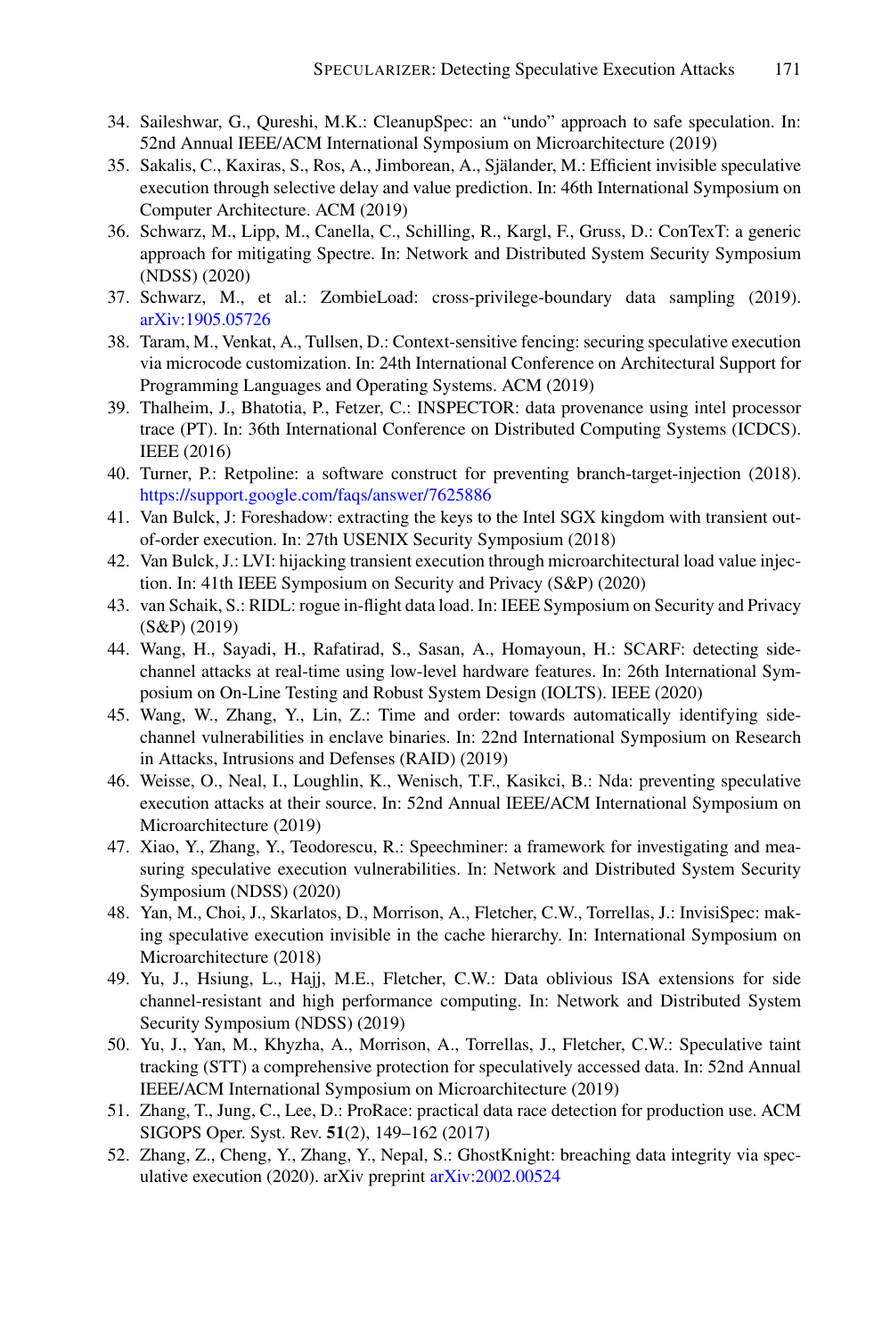34. Saileshwar, G., Qureshi, M.K.: CleanupSpec: an "undo" approach to safe speculation. In: 52nd Annual IEEE/ACM International Symposium on Microarchitecture (2019)
35. Sakalis, C., Kaxiras, S., Ros, A., Jimborean, A., Själander, M.: Efficient invisible speculative execution through selective delay and value prediction. In: 46th International Symposium on Computer Architecture. ACM (2019)
36. Schwarz, M., Lipp, M., Canella, C., Schilling, R., Kargl, F., Gruss, D.: ConTexT: a generic approach for mitigating Spectre. In: Network and Distributed System Security Symposium (NDSS) (2020)
37. Schwarz, M., et al.: ZombieLoad: cross-privilege-boundary data sampling (2019). arXiv:1905.05726
38. Taram, M., Venkat, A., Tullsen, D.: Context-sensitive fencing: securing speculative execution via microcode customization. In: 24th International Conference on Architectural Support for Programming Languages and Operating Systems. ACM (2019)
39. Thalheim, J., Bhatotia, P., Fetzer, C.: INSPECTOR: data provenance using intel processor trace (PT). In: 36th International Conference on Distributed Computing Systems (ICDCS). IEEE (2016)
40. Turner, P.: Retpoline: a software construct for preventing branch-target-injection (2018). https://support.google.com/faqs/answer/7625886
41. Van Bulck, J: Foreshadow: extracting the keys to the Intel SGX kingdom with transient out-of-order execution. In: 27th USENIX Security Symposium (2018)
42. Van Bulck, J.: LVI: hijacking transient execution through microarchitectural load value injection. In: 41th IEEE Symposium on Security and Privacy (S&P) (2020)
43. van Schaik, S.: RIDL: rogue in-flight data load. In: IEEE Symposium on Security and Privacy (S&P) (2019)
44. Wang, H., Sayadi, H., Rafatirad, S., Sasan, A., Homayoun, H.: SCARF: detecting side-channel attacks at real-time using low-level hardware features. In: 26th International Symposium on On-Line Testing and Robust System Design (IOLTS). IEEE (2020)
45. Wang, W., Zhang, Y., Lin, Z.: Time and order: towards automatically identifying side-channel vulnerabilities in enclave binaries. In: 22nd International Symposium on Research in Attacks, Intrusions and Defenses (RAID) (2019)
46. Weisse, O., Neal, I., Loughlin, K., Wenisch, T.F., Kasikci, B.: Nda: preventing speculative execution attacks at their source. In: 52nd Annual IEEE/ACM International Symposium on Microarchitecture (2019)
47. Xiao, Y., Zhang, Y., Teodorescu, R.: Speechminer: a framework for investigating and measuring speculative execution vulnerabilities. In: Network and Distributed System Security Symposium (NDSS) (2020)
48. Yan, M., Choi, J., Skarlatos, D., Morrison, A., Fletcher, C.W., Torrellas, J.: InvisiSpec: making speculative execution invisible in the cache hierarchy. In: International Symposium on Microarchitecture (2018)
49. Yu, J., Hsiung, L., Hajj, M.E., Fletcher, C.W.: Data oblivious ISA extensions for side channel-resistant and high performance computing. In: Network and Distributed System Security Symposium (NDSS) (2019)
50. Yu, J., Yan, M., Khyzha, A., Morrison, A., Torrellas, J., Fletcher, C.W.: Speculative taint tracking (STT) a comprehensive protection for speculatively accessed data. In: 52nd Annual IEEE/ACM International Symposium on Microarchitecture (2019)
51. Zhang, T., Jung, C., Lee, D.: ProRace: practical data race detection for production use. ACM SIGOPS Oper. Syst. Rev. **51**(2), 149–162 (2017)
52. Zhang, Z., Cheng, Y., Zhang, Y., Nepal, S.: GhostKnight: breaching data integrity via speculative execution (2020). arXiv preprint arXiv:2002.00524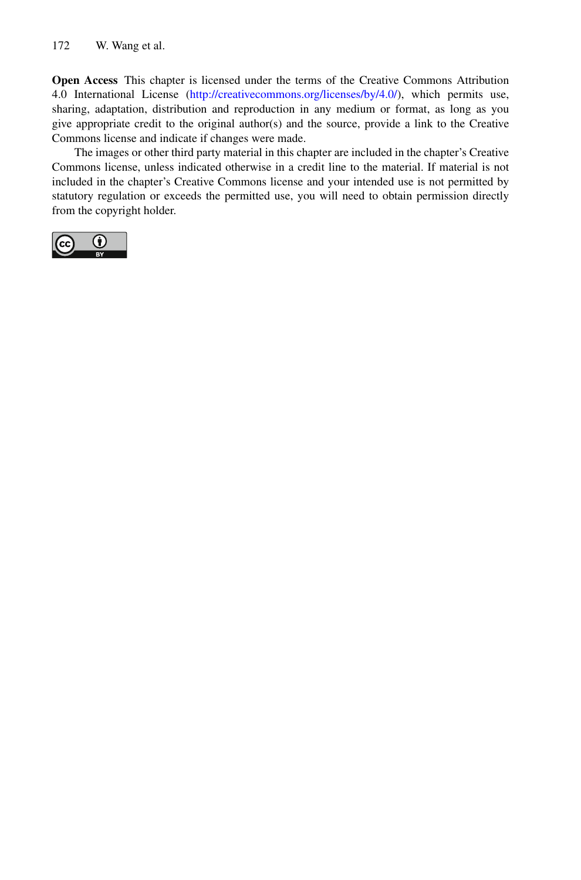**Open Access** This chapter is licensed under the terms of the Creative Commons Attribution 4.0 International License (http://creativecommons.org/licenses/by/4.0/), which permits use, sharing, adaptation, distribution and reproduction in any medium or format, as long as you give appropriate credit to the original author(s) and the source, provide a link to the Creative Commons license and indicate if changes were made.

The images or other third party material in this chapter are included in the chapter's Creative Commons license, unless indicated otherwise in a credit line to the material. If material is not included in the chapter's Creative Commons license and your intended use is not permitted by statutory regulation or exceeds the permitted use, you will need to obtain permission directly from the copyright holder.